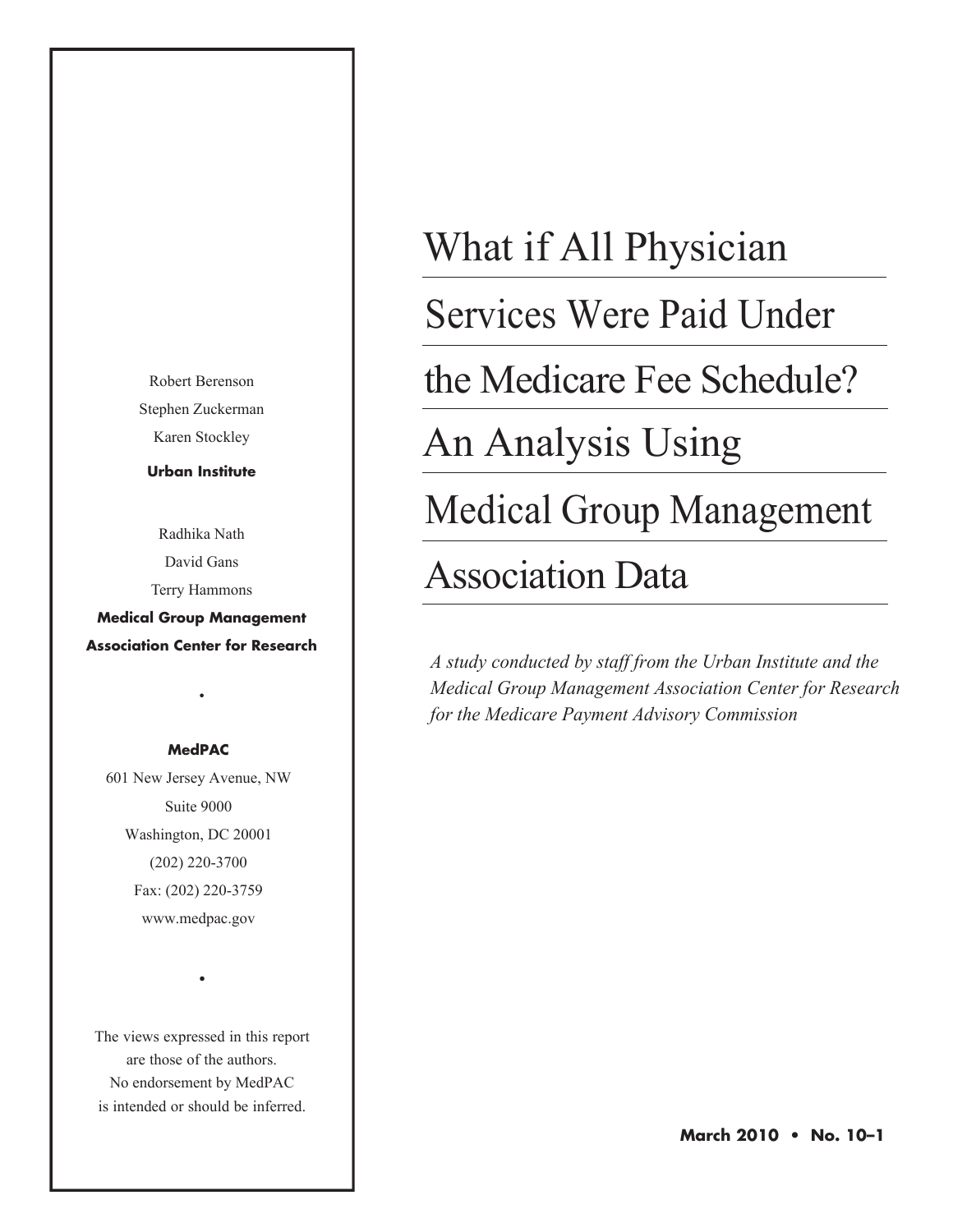# What if All Physician Services Were Paid Under the Medicare Fee Schedule? An Analysis Using Medical Group Management Association Data

*A study conducted by staff from the Urban Institute and the Medical Group Management Association Center for Research for the Medicare Payment Advisory Commission*

Robert Berenson
Stephen Zuckerman
Karen Stockley

**Urban Institute**

Radhika Nath
David Gans
Terry Hammons

**Medical Group Management Association Center for Research**

•

**MedPAC**

601 New Jersey Avenue, NW
Suite 9000
Washington, DC 20001
(202) 220-3700
Fax: (202) 220-3759
www.medpac.gov

•

The views expressed in this report are those of the authors. No endorsement by MedPAC is intended or should be inferred.

**March 2010 • No. 10–1**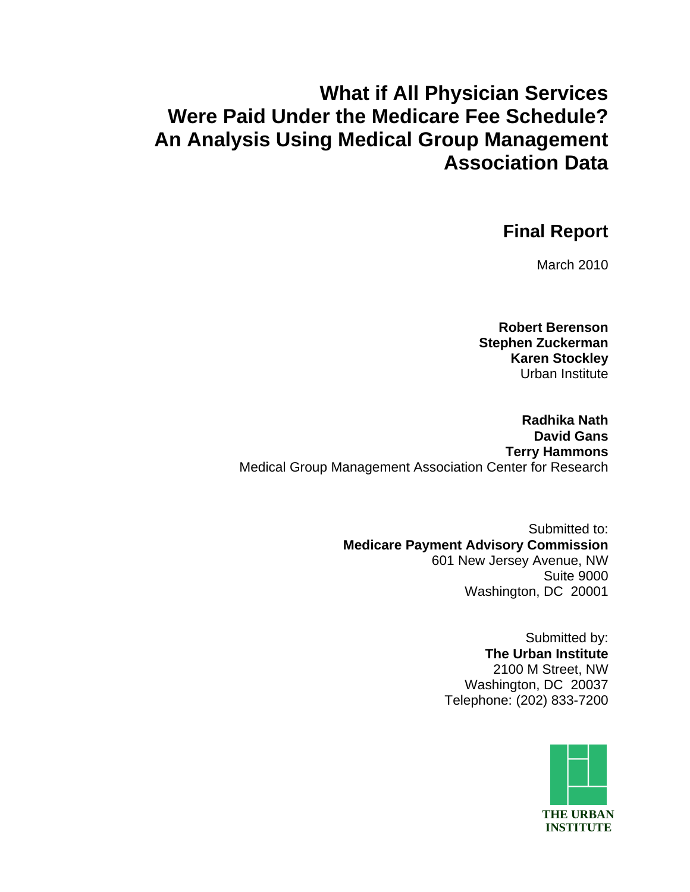# What if All Physician Services Were Paid Under the Medicare Fee Schedule? An Analysis Using Medical Group Management Association Data

## Final Report

March 2010

**Robert Berenson**
**Stephen Zuckerman**
**Karen Stockley**
Urban Institute

**Radhika Nath**
**David Gans**
**Terry Hammons**
Medical Group Management Association Center for Research

Submitted to:
**Medicare Payment Advisory Commission**
601 New Jersey Avenue, NW
Suite 9000
Washington, DC 20001

Submitted by:
**The Urban Institute**
2100 M Street, NW
Washington, DC 20037
Telephone: (202) 833-7200

THE URBAN INSTITUTE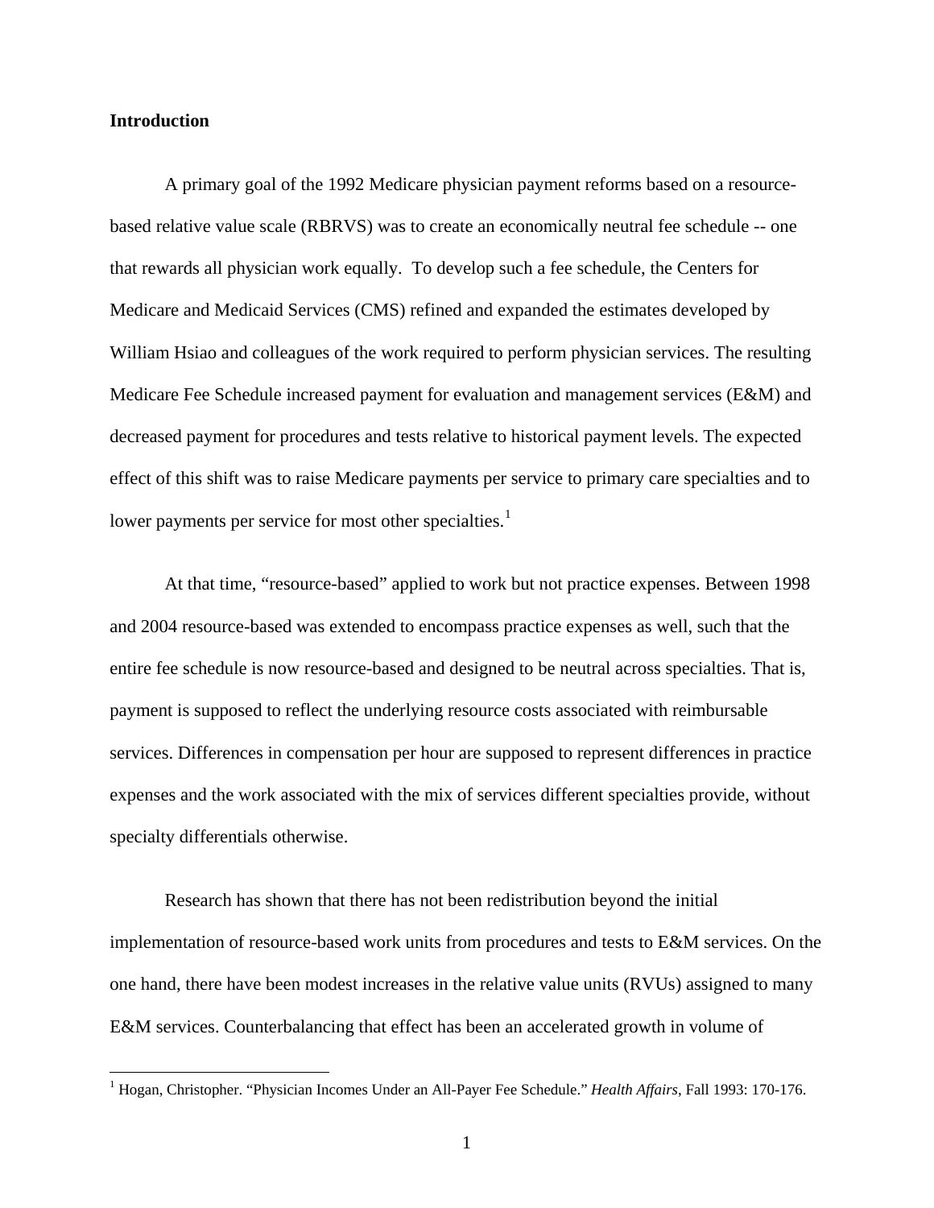## Introduction

A primary goal of the 1992 Medicare physician payment reforms based on a resource-based relative value scale (RBRVS) was to create an economically neutral fee schedule -- one that rewards all physician work equally. To develop such a fee schedule, the Centers for Medicare and Medicaid Services (CMS) refined and expanded the estimates developed by William Hsiao and colleagues of the work required to perform physician services. The resulting Medicare Fee Schedule increased payment for evaluation and management services (E&M) and decreased payment for procedures and tests relative to historical payment levels. The expected effect of this shift was to raise Medicare payments per service to primary care specialties and to lower payments per service for most other specialties.[1]

At that time, "resource-based" applied to work but not practice expenses. Between 1998 and 2004 resource-based was extended to encompass practice expenses as well, such that the entire fee schedule is now resource-based and designed to be neutral across specialties. That is, payment is supposed to reflect the underlying resource costs associated with reimbursable services. Differences in compensation per hour are supposed to represent differences in practice expenses and the work associated with the mix of services different specialties provide, without specialty differentials otherwise.

Research has shown that there has not been redistribution beyond the initial implementation of resource-based work units from procedures and tests to E&M services. On the one hand, there have been modest increases in the relative value units (RVUs) assigned to many E&M services. Counterbalancing that effect has been an accelerated growth in volume of

---

[1] Hogan, Christopher. "Physician Incomes Under an All-Payer Fee Schedule." *Health Affairs*, Fall 1993: 170-176.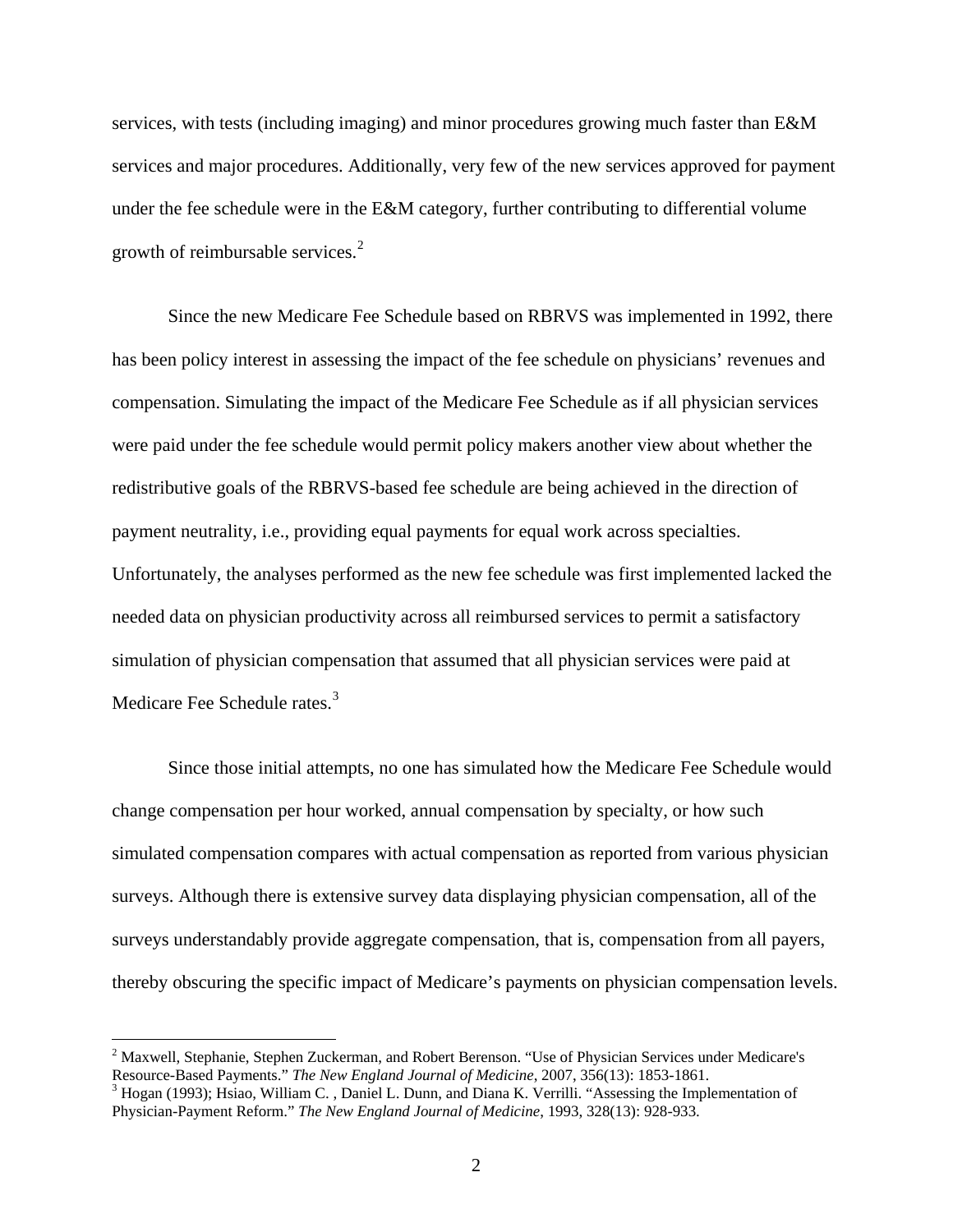services, with tests (including imaging) and minor procedures growing much faster than E&M services and major procedures. Additionally, very few of the new services approved for payment under the fee schedule were in the E&M category, further contributing to differential volume growth of reimbursable services.[2]

Since the new Medicare Fee Schedule based on RBRVS was implemented in 1992, there has been policy interest in assessing the impact of the fee schedule on physicians' revenues and compensation. Simulating the impact of the Medicare Fee Schedule as if all physician services were paid under the fee schedule would permit policy makers another view about whether the redistributive goals of the RBRVS-based fee schedule are being achieved in the direction of payment neutrality, i.e., providing equal payments for equal work across specialties. Unfortunately, the analyses performed as the new fee schedule was first implemented lacked the needed data on physician productivity across all reimbursed services to permit a satisfactory simulation of physician compensation that assumed that all physician services were paid at Medicare Fee Schedule rates.[3]

Since those initial attempts, no one has simulated how the Medicare Fee Schedule would change compensation per hour worked, annual compensation by specialty, or how such simulated compensation compares with actual compensation as reported from various physician surveys. Although there is extensive survey data displaying physician compensation, all of the surveys understandably provide aggregate compensation, that is, compensation from all payers, thereby obscuring the specific impact of Medicare's payments on physician compensation levels.

---

[2] Maxwell, Stephanie, Stephen Zuckerman, and Robert Berenson. "Use of Physician Services under Medicare's Resource-Based Payments." *The New England Journal of Medicine*, 2007, 356(13): 1853-1861.

[3] Hogan (1993); Hsiao, William C. , Daniel L. Dunn, and Diana K. Verrilli. "Assessing the Implementation of Physician-Payment Reform." *The New England Journal of Medicine*, 1993, 328(13): 928-933.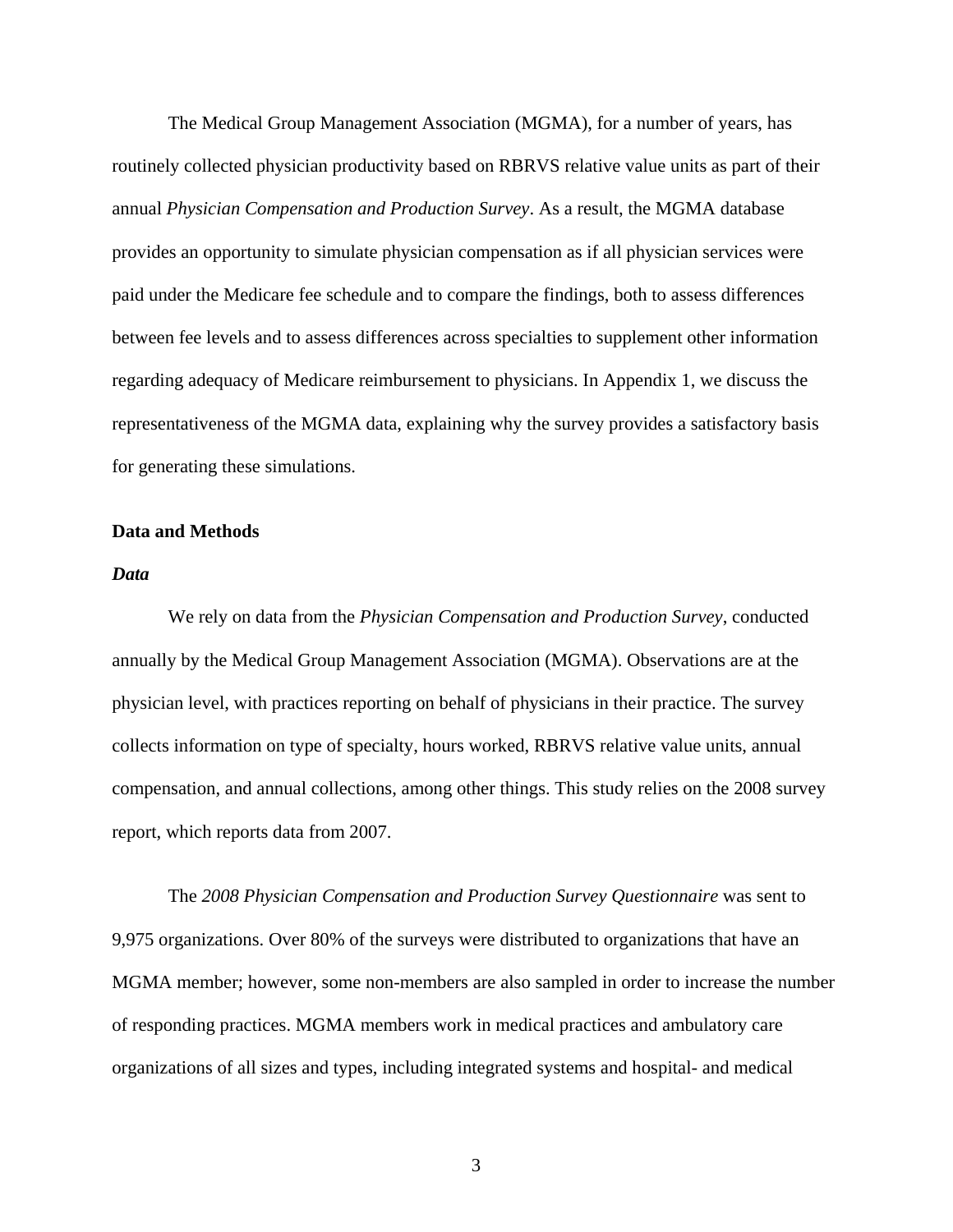The Medical Group Management Association (MGMA), for a number of years, has routinely collected physician productivity based on RBRVS relative value units as part of their annual *Physician Compensation and Production Survey*. As a result, the MGMA database provides an opportunity to simulate physician compensation as if all physician services were paid under the Medicare fee schedule and to compare the findings, both to assess differences between fee levels and to assess differences across specialties to supplement other information regarding adequacy of Medicare reimbursement to physicians. In Appendix 1, we discuss the representativeness of the MGMA data, explaining why the survey provides a satisfactory basis for generating these simulations.

## Data and Methods

### *Data*

We rely on data from the *Physician Compensation and Production Survey*, conducted annually by the Medical Group Management Association (MGMA). Observations are at the physician level, with practices reporting on behalf of physicians in their practice. The survey collects information on type of specialty, hours worked, RBRVS relative value units, annual compensation, and annual collections, among other things. This study relies on the 2008 survey report, which reports data from 2007.

The *2008 Physician Compensation and Production Survey Questionnaire* was sent to 9,975 organizations. Over 80% of the surveys were distributed to organizations that have an MGMA member; however, some non-members are also sampled in order to increase the number of responding practices. MGMA members work in medical practices and ambulatory care organizations of all sizes and types, including integrated systems and hospital- and medical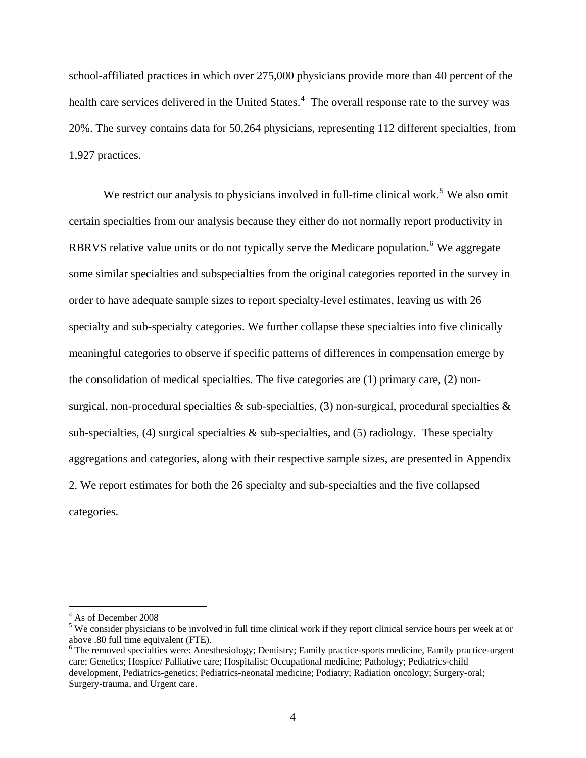school-affiliated practices in which over 275,000 physicians provide more than 40 percent of the health care services delivered in the United States.[4] The overall response rate to the survey was 20%. The survey contains data for 50,264 physicians, representing 112 different specialties, from 1,927 practices.

We restrict our analysis to physicians involved in full-time clinical work.[5] We also omit certain specialties from our analysis because they either do not normally report productivity in RBRVS relative value units or do not typically serve the Medicare population.[6] We aggregate some similar specialties and subspecialties from the original categories reported in the survey in order to have adequate sample sizes to report specialty-level estimates, leaving us with 26 specialty and sub-specialty categories. We further collapse these specialties into five clinically meaningful categories to observe if specific patterns of differences in compensation emerge by the consolidation of medical specialties. The five categories are (1) primary care, (2) non-surgical, non-procedural specialties & sub-specialties, (3) non-surgical, procedural specialties & sub-specialties, (4) surgical specialties & sub-specialties, and (5) radiology. These specialty aggregations and categories, along with their respective sample sizes, are presented in Appendix 2. We report estimates for both the 26 specialty and sub-specialties and the five collapsed categories.

---

[4] As of December 2008

[5] We consider physicians to be involved in full time clinical work if they report clinical service hours per week at or above .80 full time equivalent (FTE).

[6] The removed specialties were: Anesthesiology; Dentistry; Family practice-sports medicine, Family practice-urgent care; Genetics; Hospice/ Palliative care; Hospitalist; Occupational medicine; Pathology; Pediatrics-child development, Pediatrics-genetics; Pediatrics-neonatal medicine; Podiatry; Radiation oncology; Surgery-oral; Surgery-trauma, and Urgent care.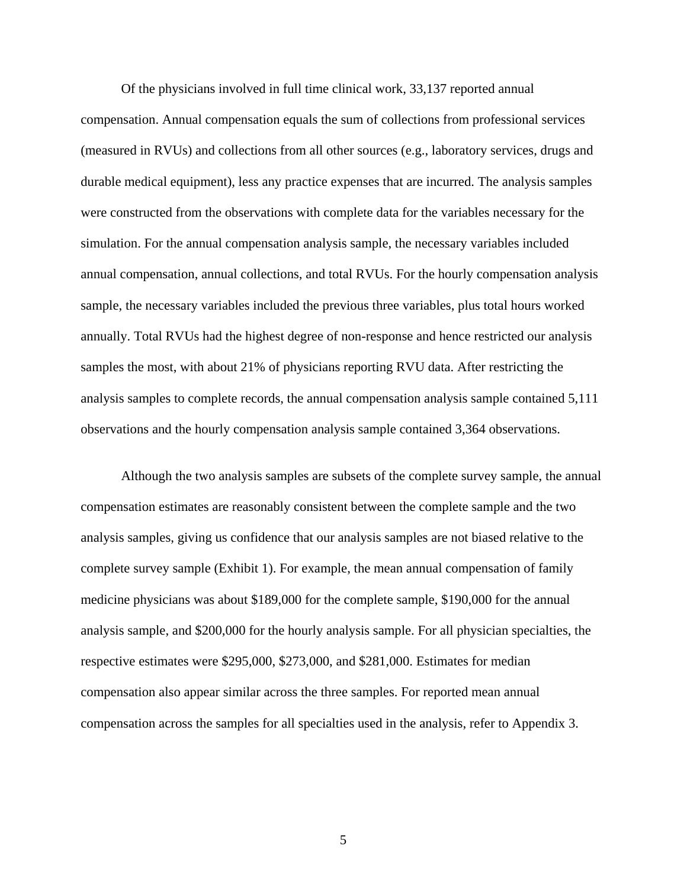Of the physicians involved in full time clinical work, 33,137 reported annual compensation. Annual compensation equals the sum of collections from professional services (measured in RVUs) and collections from all other sources (e.g., laboratory services, drugs and durable medical equipment), less any practice expenses that are incurred. The analysis samples were constructed from the observations with complete data for the variables necessary for the simulation. For the annual compensation analysis sample, the necessary variables included annual compensation, annual collections, and total RVUs. For the hourly compensation analysis sample, the necessary variables included the previous three variables, plus total hours worked annually. Total RVUs had the highest degree of non-response and hence restricted our analysis samples the most, with about 21% of physicians reporting RVU data. After restricting the analysis samples to complete records, the annual compensation analysis sample contained 5,111 observations and the hourly compensation analysis sample contained 3,364 observations.

Although the two analysis samples are subsets of the complete survey sample, the annual compensation estimates are reasonably consistent between the complete sample and the two analysis samples, giving us confidence that our analysis samples are not biased relative to the complete survey sample (Exhibit 1). For example, the mean annual compensation of family medicine physicians was about $189,000 for the complete sample, $190,000 for the annual analysis sample, and $200,000 for the hourly analysis sample. For all physician specialties, the respective estimates were $295,000, $273,000, and $281,000. Estimates for median compensation also appear similar across the three samples. For reported mean annual compensation across the samples for all specialties used in the analysis, refer to Appendix 3.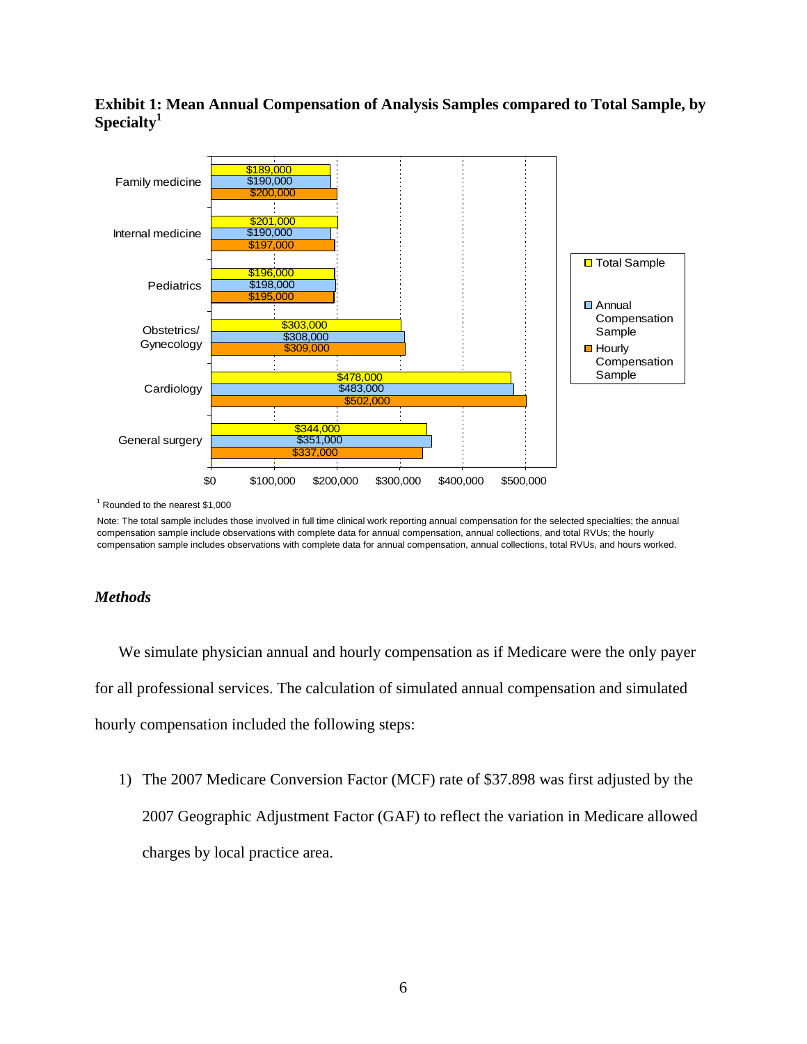**Exhibit 1: Mean Annual Compensation of Analysis Samples compared to Total Sample, by Specialty[1]**

| Specialty | Total Sample | Annual Compensation Sample | Hourly Compensation Sample |
|---|---|---|---|
| Family medicine | $189,000 | $190,000 | $200,000 |
| Internal medicine | $201,000 | $190,000 | $197,000 |
| Pediatrics | $196,000 | $198,000 | $195,000 |
| Obstetrics/ Gynecology | $303,000 | $308,000 | $309,000 |
| Cardiology | $478,000 | $483,000 | $502,000 |
| General surgery | $344,000 | $351,000 | $337,000 |

[1] Rounded to the nearest $1,000

Note: The total sample includes those involved in full time clinical work reporting annual compensation for the selected specialties; the annual compensation sample include observations with complete data for annual compensation, annual collections, and total RVUs; the hourly compensation sample includes observations with complete data for annual compensation, annual collections, total RVUs, and hours worked.

### *Methods*

We simulate physician annual and hourly compensation as if Medicare were the only payer for all professional services. The calculation of simulated annual compensation and simulated hourly compensation included the following steps:

1) The 2007 Medicare Conversion Factor (MCF) rate of $37.898 was first adjusted by the 2007 Geographic Adjustment Factor (GAF) to reflect the variation in Medicare allowed charges by local practice area.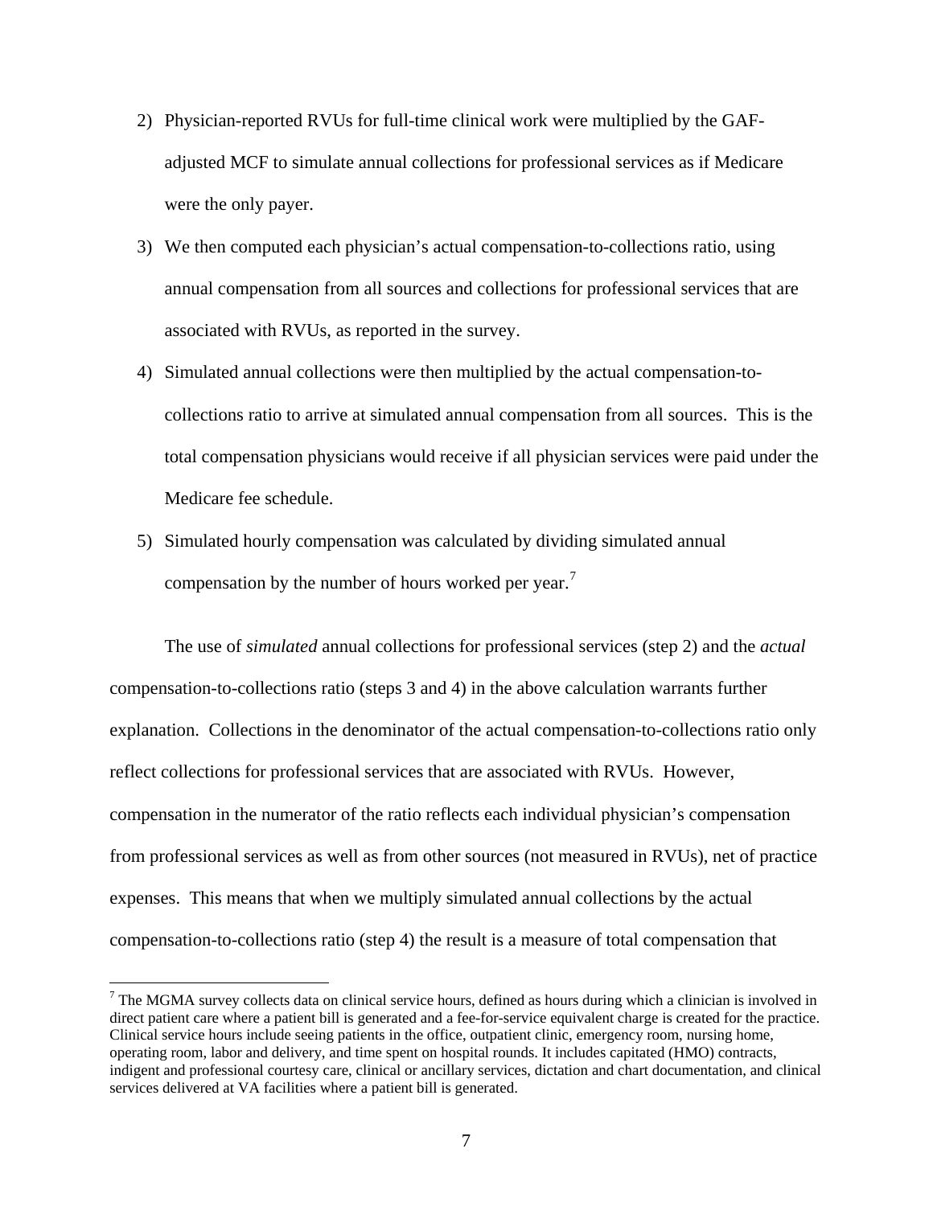2) Physician-reported RVUs for full-time clinical work were multiplied by the GAF-adjusted MCF to simulate annual collections for professional services as if Medicare were the only payer.

3) We then computed each physician's actual compensation-to-collections ratio, using annual compensation from all sources and collections for professional services that are associated with RVUs, as reported in the survey.

4) Simulated annual collections were then multiplied by the actual compensation-to-collections ratio to arrive at simulated annual compensation from all sources. This is the total compensation physicians would receive if all physician services were paid under the Medicare fee schedule.

5) Simulated hourly compensation was calculated by dividing simulated annual compensation by the number of hours worked per year.[7]

The use of *simulated* annual collections for professional services (step 2) and the *actual* compensation-to-collections ratio (steps 3 and 4) in the above calculation warrants further explanation. Collections in the denominator of the actual compensation-to-collections ratio only reflect collections for professional services that are associated with RVUs. However, compensation in the numerator of the ratio reflects each individual physician's compensation from professional services as well as from other sources (not measured in RVUs), net of practice expenses. This means that when we multiply simulated annual collections by the actual compensation-to-collections ratio (step 4) the result is a measure of total compensation that

---

[7] The MGMA survey collects data on clinical service hours, defined as hours during which a clinician is involved in direct patient care where a patient bill is generated and a fee-for-service equivalent charge is created for the practice. Clinical service hours include seeing patients in the office, outpatient clinic, emergency room, nursing home, operating room, labor and delivery, and time spent on hospital rounds. It includes capitated (HMO) contracts, indigent and professional courtesy care, clinical or ancillary services, dictation and chart documentation, and clinical services delivered at VA facilities where a patient bill is generated.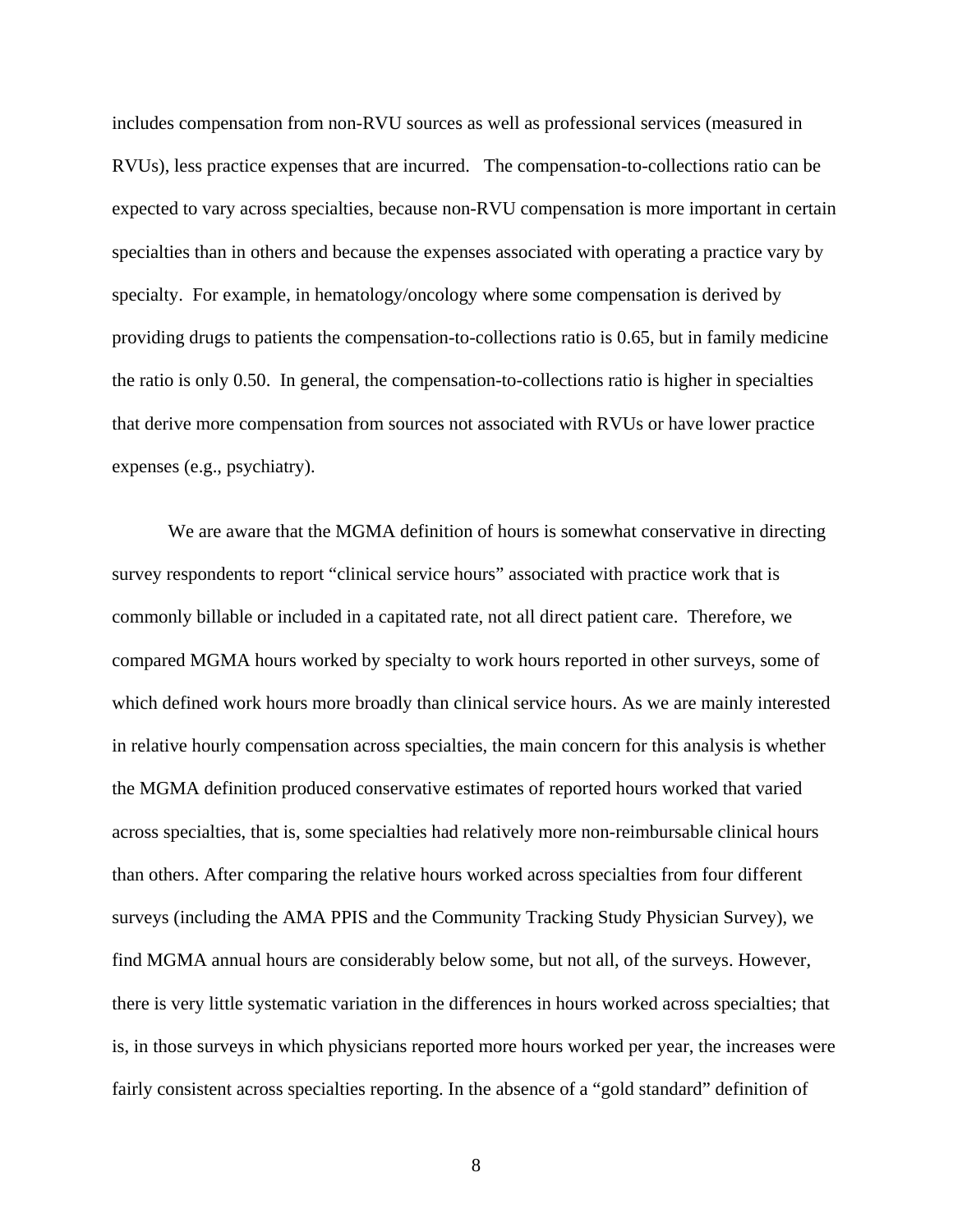includes compensation from non-RVU sources as well as professional services (measured in RVUs), less practice expenses that are incurred. The compensation-to-collections ratio can be expected to vary across specialties, because non-RVU compensation is more important in certain specialties than in others and because the expenses associated with operating a practice vary by specialty. For example, in hematology/oncology where some compensation is derived by providing drugs to patients the compensation-to-collections ratio is 0.65, but in family medicine the ratio is only 0.50. In general, the compensation-to-collections ratio is higher in specialties that derive more compensation from sources not associated with RVUs or have lower practice expenses (e.g., psychiatry).

We are aware that the MGMA definition of hours is somewhat conservative in directing survey respondents to report "clinical service hours" associated with practice work that is commonly billable or included in a capitated rate, not all direct patient care. Therefore, we compared MGMA hours worked by specialty to work hours reported in other surveys, some of which defined work hours more broadly than clinical service hours. As we are mainly interested in relative hourly compensation across specialties, the main concern for this analysis is whether the MGMA definition produced conservative estimates of reported hours worked that varied across specialties, that is, some specialties had relatively more non-reimbursable clinical hours than others. After comparing the relative hours worked across specialties from four different surveys (including the AMA PPIS and the Community Tracking Study Physician Survey), we find MGMA annual hours are considerably below some, but not all, of the surveys. However, there is very little systematic variation in the differences in hours worked across specialties; that is, in those surveys in which physicians reported more hours worked per year, the increases were fairly consistent across specialties reporting. In the absence of a "gold standard" definition of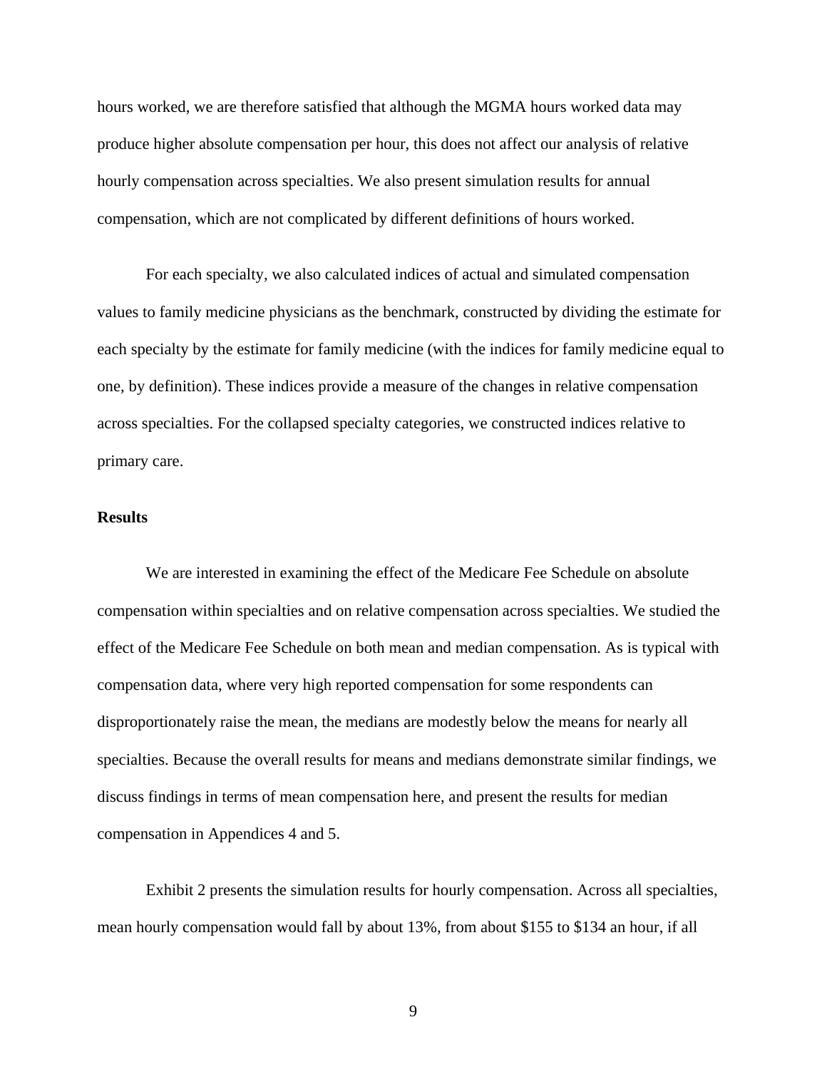hours worked, we are therefore satisfied that although the MGMA hours worked data may produce higher absolute compensation per hour, this does not affect our analysis of relative hourly compensation across specialties. We also present simulation results for annual compensation, which are not complicated by different definitions of hours worked.

For each specialty, we also calculated indices of actual and simulated compensation values to family medicine physicians as the benchmark, constructed by dividing the estimate for each specialty by the estimate for family medicine (with the indices for family medicine equal to one, by definition). These indices provide a measure of the changes in relative compensation across specialties. For the collapsed specialty categories, we constructed indices relative to primary care.

**Results**

We are interested in examining the effect of the Medicare Fee Schedule on absolute compensation within specialties and on relative compensation across specialties. We studied the effect of the Medicare Fee Schedule on both mean and median compensation. As is typical with compensation data, where very high reported compensation for some respondents can disproportionately raise the mean, the medians are modestly below the means for nearly all specialties. Because the overall results for means and medians demonstrate similar findings, we discuss findings in terms of mean compensation here, and present the results for median compensation in Appendices 4 and 5.

Exhibit 2 presents the simulation results for hourly compensation. Across all specialties, mean hourly compensation would fall by about 13%, from about $155 to $134 an hour, if all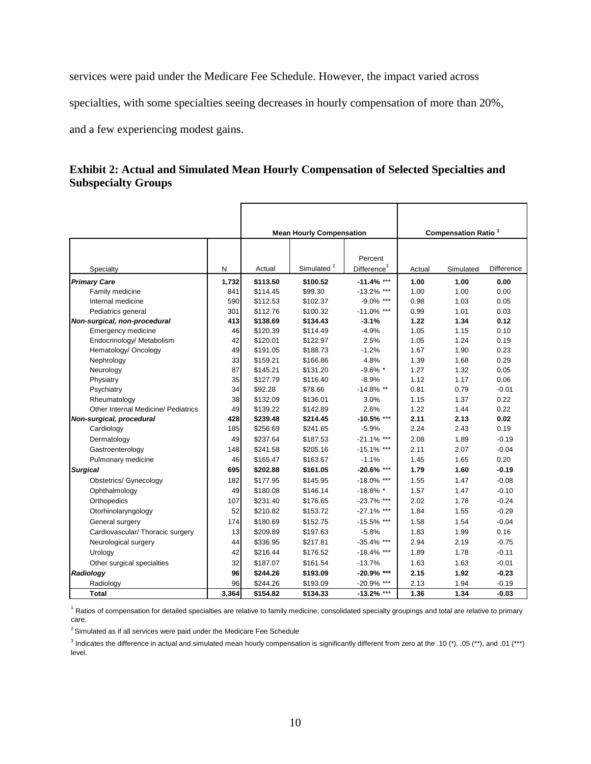services were paid under the Medicare Fee Schedule. However, the impact varied across specialties, with some specialties seeing decreases in hourly compensation of more than 20%, and a few experiencing modest gains.

## Exhibit 2: Actual and Simulated Mean Hourly Compensation of Selected Specialties and Subspecialty Groups

| | | Mean Hourly Compensation | | | Compensation Ratio [1] | | |
|---|---|---|---|---|---|---|---|
| Specialty | N | Actual | Simulated [2] | Percent Difference[3] | Actual | Simulated | Difference |
| ***Primary Care*** | **1,732** | **$113.50** | **$100.52** | **-11.4% \*\*\*** | **1.00** | **1.00** | **0.00** |
| Family medicine | 841 | $114.45 | $99.30 | -13.2% *** | 1.00 | 1.00 | 0.00 |
| Internal medicine | 590 | $112.53 | $102.37 | -9.0% *** | 0.98 | 1.03 | 0.05 |
| Pediatrics general | 301 | $112.76 | $100.32 | -11.0% *** | 0.99 | 1.01 | 0.03 |
| ***Non-surgical, non-procedural*** | **413** | **$138.69** | **$134.43** | **-3.1%** | **1.22** | **1.34** | **0.12** |
| Emergency medicine | 46 | $120.39 | $114.49 | -4.9% | 1.05 | 1.15 | 0.10 |
| Endocrinology/ Metabolism | 42 | $120.01 | $122.97 | 2.5% | 1.05 | 1.24 | 0.19 |
| Hematology/ Oncology | 49 | $191.05 | $188.73 | -1.2% | 1.67 | 1.90 | 0.23 |
| Nephrology | 33 | $159.21 | $166.86 | 4.8% | 1.39 | 1.68 | 0.29 |
| Neurology | 87 | $145.21 | $131.20 | -9.6% * | 1.27 | 1.32 | 0.05 |
| Physiatry | 35 | $127.79 | $116.40 | -8.9% | 1.12 | 1.17 | 0.06 |
| Psychiatry | 34 | $92.28 | $78.66 | -14.8% ** | 0.81 | 0.79 | -0.01 |
| Rheumatology | 38 | $132.09 | $136.01 | 3.0% | 1.15 | 1.37 | 0.22 |
| Other Internal Medicine/ Pediatrics | 49 | $139.22 | $142.89 | 2.6% | 1.22 | 1.44 | 0.22 |
| ***Non-surgical, procedural*** | **428** | **$239.48** | **$214.45** | **-10.5% \*\*\*** | **2.11** | **2.13** | **0.02** |
| Cardiology | 185 | $256.69 | $241.65 | -5.9% | 2.24 | 2.43 | 0.19 |
| Dermatology | 49 | $237.64 | $187.53 | -21.1% *** | 2.08 | 1.89 | -0.19 |
| Gastroenterology | 148 | $241.58 | $205.16 | -15.1% *** | 2.11 | 2.07 | -0.04 |
| Pulmonary medicine | 46 | $165.47 | $163.67 | -1.1% | 1.45 | 1.65 | 0.20 |
| ***Surgical*** | **695** | **$202.88** | **$161.05** | **-20.6% \*\*\*** | **1.79** | **1.60** | **-0.19** |
| Obstetrics/ Gynecology | 182 | $177.95 | $145.95 | -18.0% *** | 1.55 | 1.47 | -0.08 |
| Ophthalmology | 49 | $180.08 | $146.14 | -18.8% * | 1.57 | 1.47 | -0.10 |
| Orthopedics | 107 | $231.40 | $176.65 | -23.7% *** | 2.02 | 1.78 | -0.24 |
| Otorhinolaryngology | 52 | $210.82 | $153.72 | -27.1% *** | 1.84 | 1.55 | -0.29 |
| General surgery | 174 | $180.69 | $152.75 | -15.5% *** | 1.58 | 1.54 | -0.04 |
| Cardiovascular/ Thoracic surgery | 13 | $209.89 | $197.63 | -5.8% | 1.83 | 1.99 | 0.16 |
| Neurological surgery | 44 | $336.95 | $217.81 | -35.4% *** | 2.94 | 2.19 | -0.75 |
| Urology | 42 | $216.44 | $176.52 | -18.4% *** | 1.89 | 1.78 | -0.11 |
| Other surgical specialties | 32 | $187.07 | $161.54 | -13.7% | 1.63 | 1.63 | -0.01 |
| ***Radiology*** | **96** | **$244.26** | **$193.09** | **-20.9% \*\*\*** | **2.15** | **1.92** | **-0.23** |
| Radiology | 96 | $244.26 | $193.09 | -20.9% *** | 2.13 | 1.94 | -0.19 |
| **Total** | **3,364** | **$154.82** | **$134.33** | **-13.2% \*\*\*** | **1.36** | **1.34** | **-0.03** |

[1] Ratios of compensation for detailed specialties are relative to family medicine; consolidated specialty groupings and total are relative to primary care.

[2] Simulated as if all services were paid under the Medicare Fee Schedule

[3] Indicates the difference in actual and simulated mean hourly compensation is significantly different from zero at the .10 (*), .05 (**), and .01 (***) level.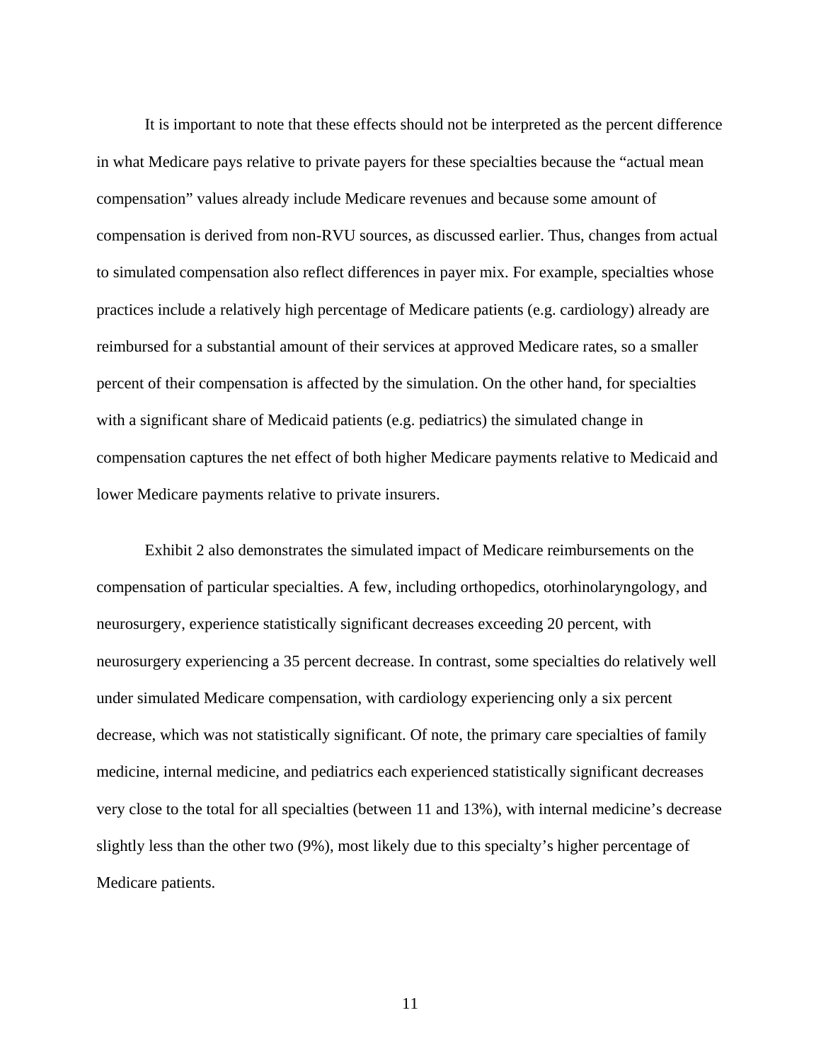It is important to note that these effects should not be interpreted as the percent difference in what Medicare pays relative to private payers for these specialties because the "actual mean compensation" values already include Medicare revenues and because some amount of compensation is derived from non-RVU sources, as discussed earlier. Thus, changes from actual to simulated compensation also reflect differences in payer mix. For example, specialties whose practices include a relatively high percentage of Medicare patients (e.g. cardiology) already are reimbursed for a substantial amount of their services at approved Medicare rates, so a smaller percent of their compensation is affected by the simulation. On the other hand, for specialties with a significant share of Medicaid patients (e.g. pediatrics) the simulated change in compensation captures the net effect of both higher Medicare payments relative to Medicaid and lower Medicare payments relative to private insurers.

Exhibit 2 also demonstrates the simulated impact of Medicare reimbursements on the compensation of particular specialties. A few, including orthopedics, otorhinolaryngology, and neurosurgery, experience statistically significant decreases exceeding 20 percent, with neurosurgery experiencing a 35 percent decrease. In contrast, some specialties do relatively well under simulated Medicare compensation, with cardiology experiencing only a six percent decrease, which was not statistically significant. Of note, the primary care specialties of family medicine, internal medicine, and pediatrics each experienced statistically significant decreases very close to the total for all specialties (between 11 and 13%), with internal medicine's decrease slightly less than the other two (9%), most likely due to this specialty's higher percentage of Medicare patients.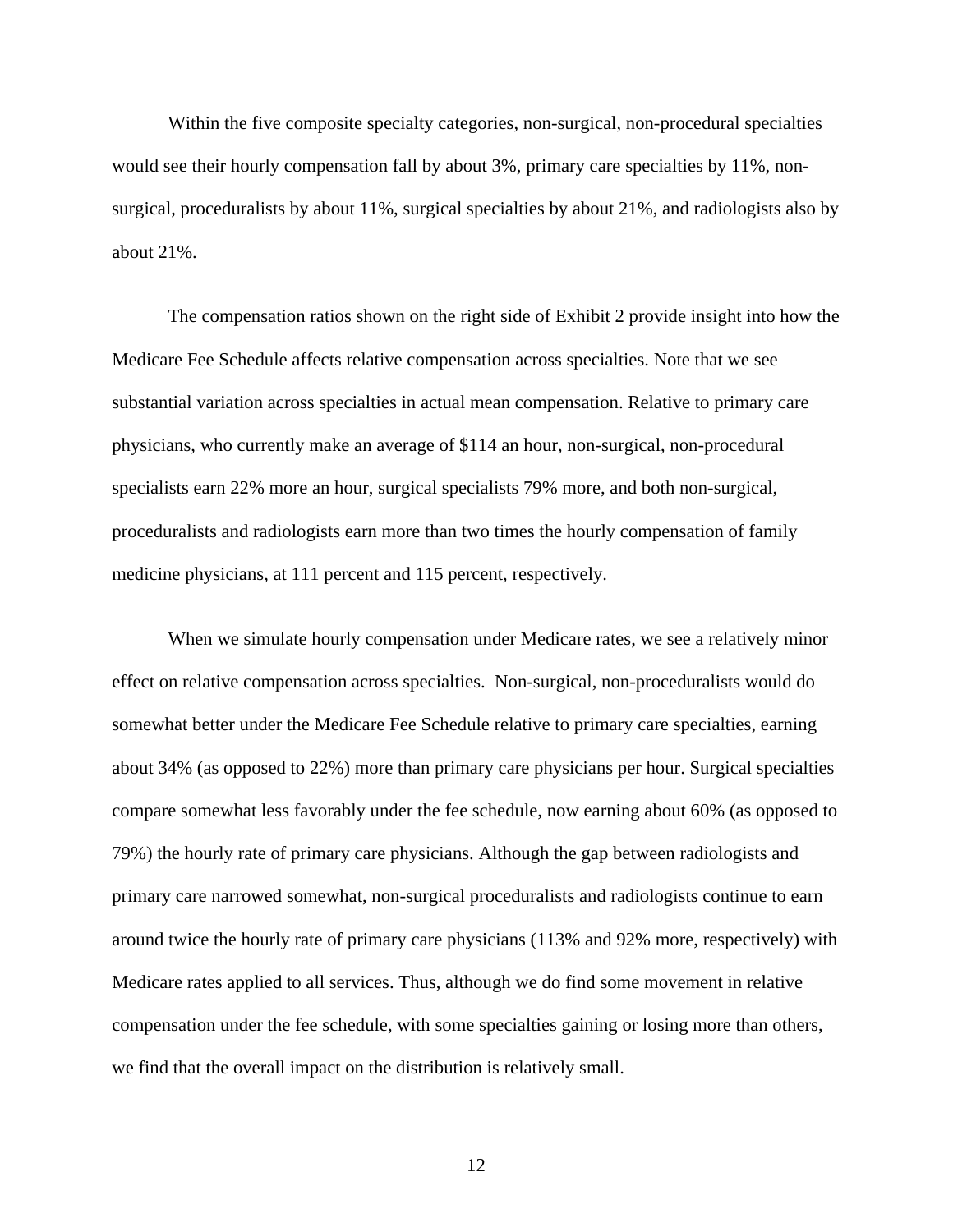Within the five composite specialty categories, non-surgical, non-procedural specialties would see their hourly compensation fall by about 3%, primary care specialties by 11%, non-surgical, proceduralists by about 11%, surgical specialties by about 21%, and radiologists also by about 21%.

The compensation ratios shown on the right side of Exhibit 2 provide insight into how the Medicare Fee Schedule affects relative compensation across specialties. Note that we see substantial variation across specialties in actual mean compensation. Relative to primary care physicians, who currently make an average of $114 an hour, non-surgical, non-procedural specialists earn 22% more an hour, surgical specialists 79% more, and both non-surgical, proceduralists and radiologists earn more than two times the hourly compensation of family medicine physicians, at 111 percent and 115 percent, respectively.

When we simulate hourly compensation under Medicare rates, we see a relatively minor effect on relative compensation across specialties. Non-surgical, non-proceduralists would do somewhat better under the Medicare Fee Schedule relative to primary care specialties, earning about 34% (as opposed to 22%) more than primary care physicians per hour. Surgical specialties compare somewhat less favorably under the fee schedule, now earning about 60% (as opposed to 79%) the hourly rate of primary care physicians. Although the gap between radiologists and primary care narrowed somewhat, non-surgical proceduralists and radiologists continue to earn around twice the hourly rate of primary care physicians (113% and 92% more, respectively) with Medicare rates applied to all services. Thus, although we do find some movement in relative compensation under the fee schedule, with some specialties gaining or losing more than others, we find that the overall impact on the distribution is relatively small.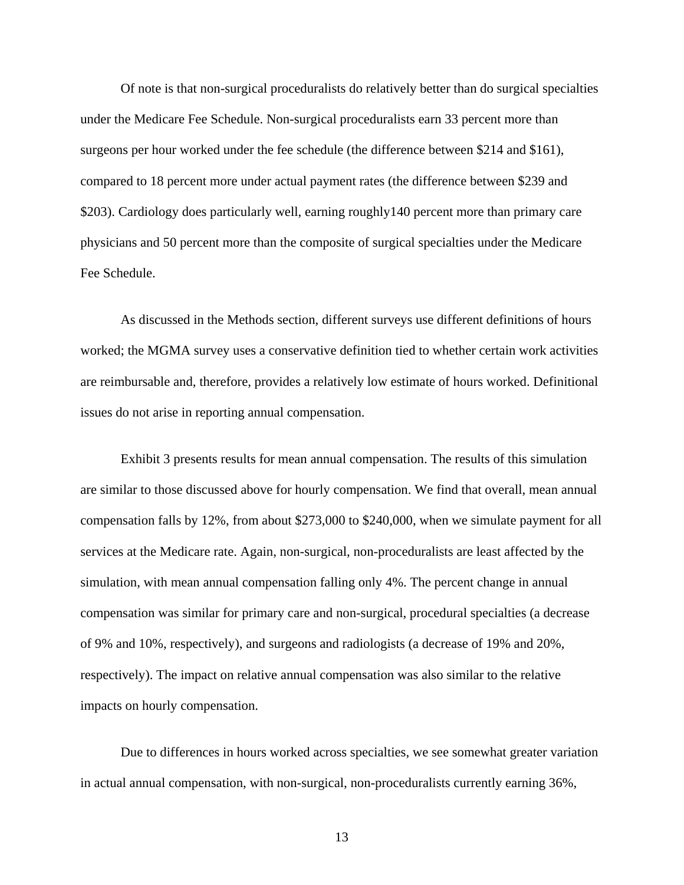Of note is that non-surgical proceduralists do relatively better than do surgical specialties under the Medicare Fee Schedule. Non-surgical proceduralists earn 33 percent more than surgeons per hour worked under the fee schedule (the difference between $214 and $161), compared to 18 percent more under actual payment rates (the difference between $239 and $203). Cardiology does particularly well, earning roughly140 percent more than primary care physicians and 50 percent more than the composite of surgical specialties under the Medicare Fee Schedule.

As discussed in the Methods section, different surveys use different definitions of hours worked; the MGMA survey uses a conservative definition tied to whether certain work activities are reimbursable and, therefore, provides a relatively low estimate of hours worked. Definitional issues do not arise in reporting annual compensation.

Exhibit 3 presents results for mean annual compensation. The results of this simulation are similar to those discussed above for hourly compensation. We find that overall, mean annual compensation falls by 12%, from about $273,000 to $240,000, when we simulate payment for all services at the Medicare rate. Again, non-surgical, non-proceduralists are least affected by the simulation, with mean annual compensation falling only 4%. The percent change in annual compensation was similar for primary care and non-surgical, procedural specialties (a decrease of 9% and 10%, respectively), and surgeons and radiologists (a decrease of 19% and 20%, respectively). The impact on relative annual compensation was also similar to the relative impacts on hourly compensation.

Due to differences in hours worked across specialties, we see somewhat greater variation in actual annual compensation, with non-surgical, non-proceduralists currently earning 36%,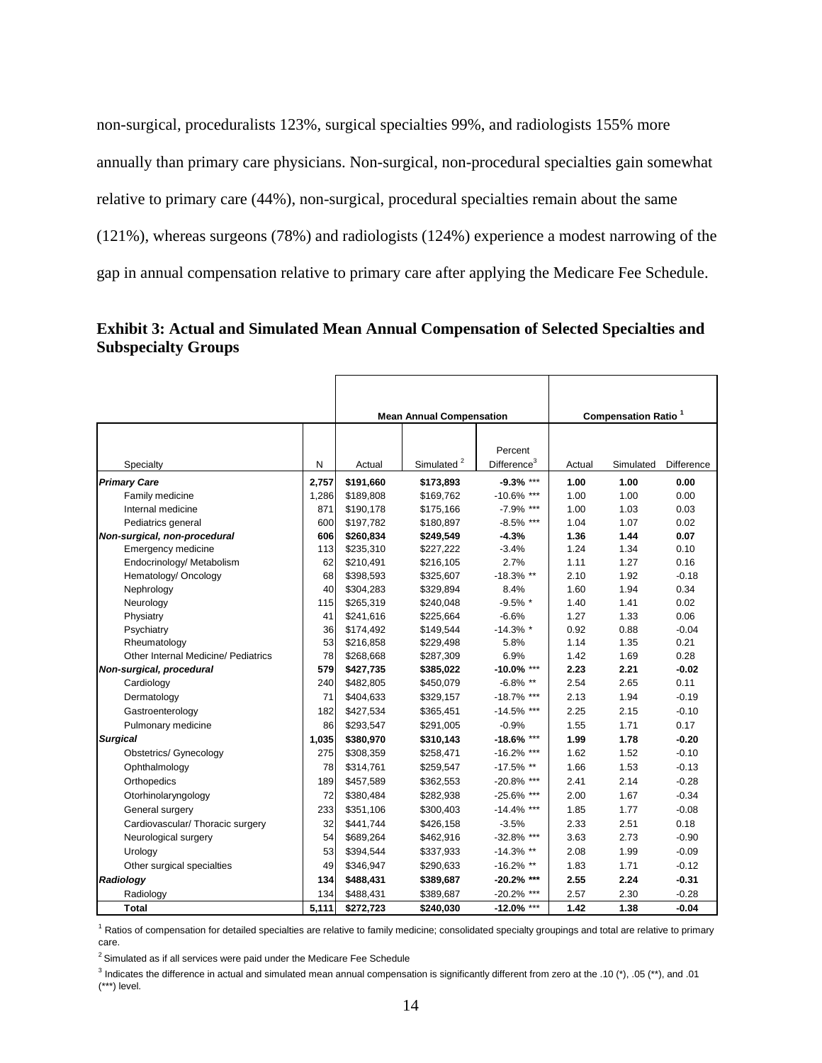non-surgical, proceduralists 123%, surgical specialties 99%, and radiologists 155% more annually than primary care physicians. Non-surgical, non-procedural specialties gain somewhat relative to primary care (44%), non-surgical, procedural specialties remain about the same (121%), whereas surgeons (78%) and radiologists (124%) experience a modest narrowing of the gap in annual compensation relative to primary care after applying the Medicare Fee Schedule.

**Exhibit 3: Actual and Simulated Mean Annual Compensation of Selected Specialties and Subspecialty Groups**

| | | Mean Annual Compensation | | | Compensation Ratio [1] | | |
|---|---|---|---|---|---|---|---|
| Specialty | N | Actual | Simulated [2] | Percent Difference[3] | Actual | Simulated | Difference |
| ***Primary Care*** | **2,757** | **$191,660** | **$173,893** | **-9.3% \*\*\*** | **1.00** | **1.00** | **0.00** |
| Family medicine | 1,286 | $189,808 | $169,762 | -10.6% \*\*\* | 1.00 | 1.00 | 0.00 |
| Internal medicine | 871 | $190,178 | $175,166 | -7.9% \*\*\* | 1.00 | 1.03 | 0.03 |
| Pediatrics general | 600 | $197,782 | $180,897 | -8.5% \*\*\* | 1.04 | 1.07 | 0.02 |
| ***Non-surgical, non-procedural*** | **606** | **$260,834** | **$249,549** | **-4.3%** | **1.36** | **1.44** | **0.07** |
| Emergency medicine | 113 | $235,310 | $227,222 | -3.4% | 1.24 | 1.34 | 0.10 |
| Endocrinology/ Metabolism | 62 | $210,491 | $216,105 | 2.7% | 1.11 | 1.27 | 0.16 |
| Hematology/ Oncology | 68 | $398,593 | $325,607 | -18.3% \*\* | 2.10 | 1.92 | -0.18 |
| Nephrology | 40 | $304,283 | $329,894 | 8.4% | 1.60 | 1.94 | 0.34 |
| Neurology | 115 | $265,319 | $240,048 | -9.5% \* | 1.40 | 1.41 | 0.02 |
| Physiatry | 41 | $241,616 | $225,664 | -6.6% | 1.27 | 1.33 | 0.06 |
| Psychiatry | 36 | $174,492 | $149,544 | -14.3% \* | 0.92 | 0.88 | -0.04 |
| Rheumatology | 53 | $216,858 | $229,498 | 5.8% | 1.14 | 1.35 | 0.21 |
| Other Internal Medicine/ Pediatrics | 78 | $268,668 | $287,309 | 6.9% | 1.42 | 1.69 | 0.28 |
| ***Non-surgical, procedural*** | **579** | **$427,735** | **$385,022** | **-10.0% \*\*\*** | **2.23** | **2.21** | **-0.02** |
| Cardiology | 240 | $482,805 | $450,079 | -6.8% \*\* | 2.54 | 2.65 | 0.11 |
| Dermatology | 71 | $404,633 | $329,157 | -18.7% \*\*\* | 2.13 | 1.94 | -0.19 |
| Gastroenterology | 182 | $427,534 | $365,451 | -14.5% \*\*\* | 2.25 | 2.15 | -0.10 |
| Pulmonary medicine | 86 | $293,547 | $291,005 | -0.9% | 1.55 | 1.71 | 0.17 |
| ***Surgical*** | **1,035** | **$380,970** | **$310,143** | **-18.6% \*\*\*** | **1.99** | **1.78** | **-0.20** |
| Obstetrics/ Gynecology | 275 | $308,359 | $258,471 | -16.2% \*\*\* | 1.62 | 1.52 | -0.10 |
| Ophthalmology | 78 | $314,761 | $259,547 | -17.5% \*\* | 1.66 | 1.53 | -0.13 |
| Orthopedics | 189 | $457,589 | $362,553 | -20.8% \*\*\* | 2.41 | 2.14 | -0.28 |
| Otorhinolaryngology | 72 | $380,484 | $282,938 | -25.6% \*\*\* | 2.00 | 1.67 | -0.34 |
| General surgery | 233 | $351,106 | $300,403 | -14.4% \*\*\* | 1.85 | 1.77 | -0.08 |
| Cardiovascular/ Thoracic surgery | 32 | $441,744 | $426,158 | -3.5% | 2.33 | 2.51 | 0.18 |
| Neurological surgery | 54 | $689,264 | $462,916 | -32.8% \*\*\* | 3.63 | 2.73 | -0.90 |
| Urology | 53 | $394,544 | $337,933 | -14.3% \*\* | 2.08 | 1.99 | -0.09 |
| Other surgical specialties | 49 | $346,947 | $290,633 | -16.2% \*\* | 1.83 | 1.71 | -0.12 |
| ***Radiology*** | **134** | **$488,431** | **$389,687** | **-20.2% \*\*\*** | **2.55** | **2.24** | **-0.31** |
| Radiology | 134 | $488,431 | $389,687 | -20.2% \*\*\* | 2.57 | 2.30 | -0.28 |
| **Total** | **5,111** | **$272,723** | **$240,030** | **-12.0% \*\*\*** | **1.42** | **1.38** | **-0.04** |

[1] Ratios of compensation for detailed specialties are relative to family medicine; consolidated specialty groupings and total are relative to primary care.

[2] Simulated as if all services were paid under the Medicare Fee Schedule

[3] Indicates the difference in actual and simulated mean annual compensation is significantly different from zero at the .10 (*), .05 (**), and .01 (***) level.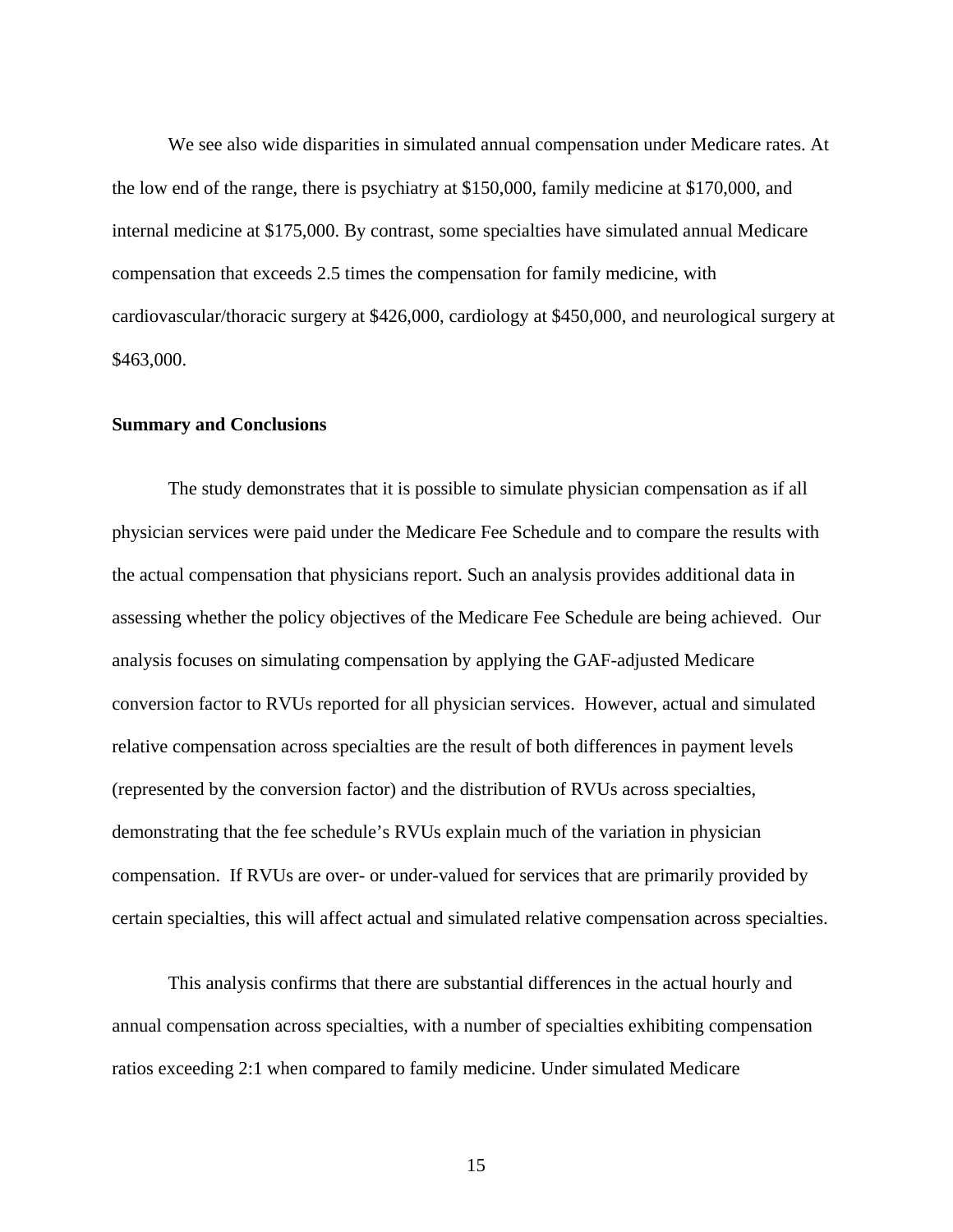We see also wide disparities in simulated annual compensation under Medicare rates. At the low end of the range, there is psychiatry at $150,000, family medicine at $170,000, and internal medicine at $175,000. By contrast, some specialties have simulated annual Medicare compensation that exceeds 2.5 times the compensation for family medicine, with cardiovascular/thoracic surgery at $426,000, cardiology at $450,000, and neurological surgery at $463,000.

**Summary and Conclusions**

The study demonstrates that it is possible to simulate physician compensation as if all physician services were paid under the Medicare Fee Schedule and to compare the results with the actual compensation that physicians report. Such an analysis provides additional data in assessing whether the policy objectives of the Medicare Fee Schedule are being achieved. Our analysis focuses on simulating compensation by applying the GAF-adjusted Medicare conversion factor to RVUs reported for all physician services. However, actual and simulated relative compensation across specialties are the result of both differences in payment levels (represented by the conversion factor) and the distribution of RVUs across specialties, demonstrating that the fee schedule's RVUs explain much of the variation in physician compensation. If RVUs are over- or under-valued for services that are primarily provided by certain specialties, this will affect actual and simulated relative compensation across specialties.

This analysis confirms that there are substantial differences in the actual hourly and annual compensation across specialties, with a number of specialties exhibiting compensation ratios exceeding 2:1 when compared to family medicine. Under simulated Medicare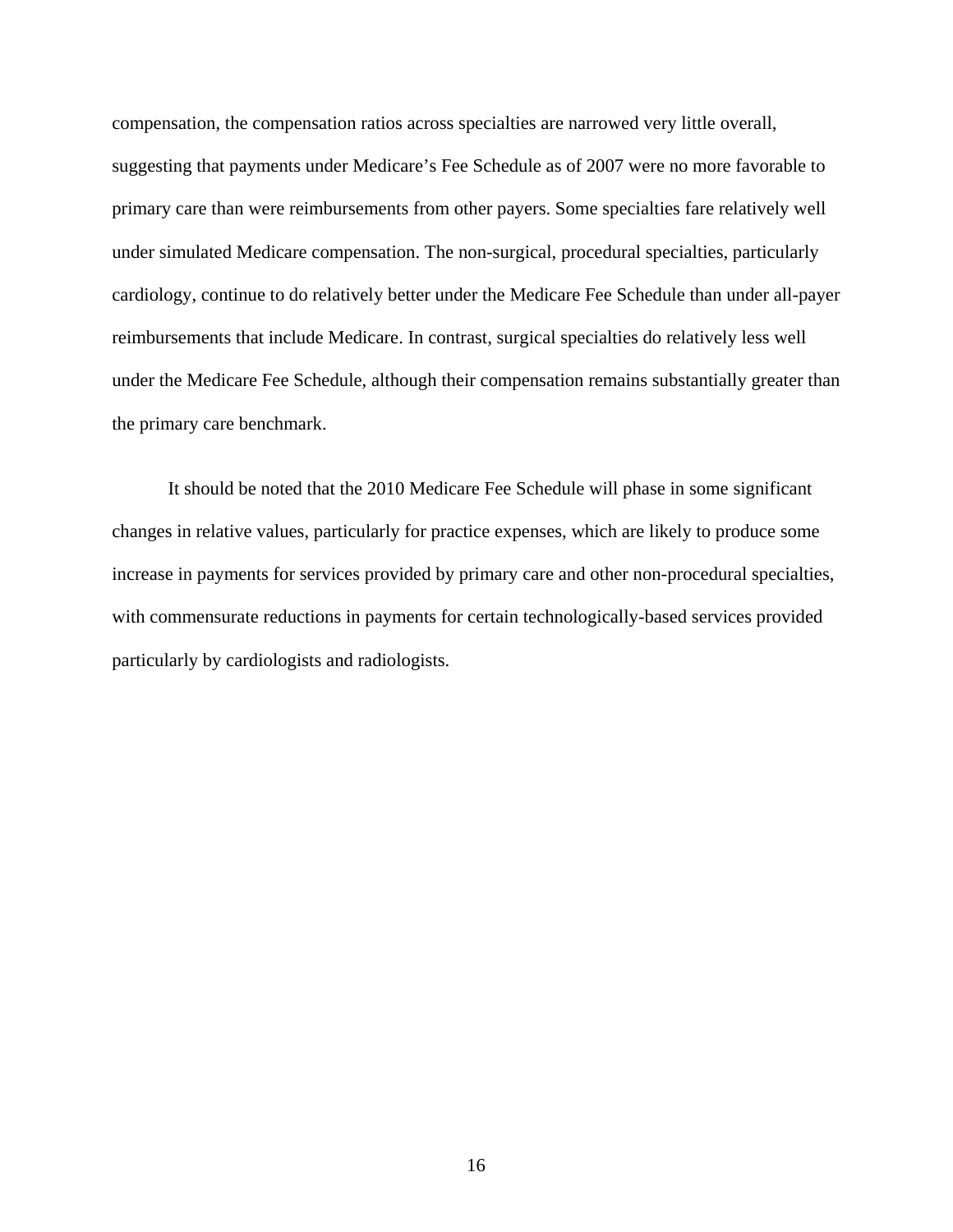compensation, the compensation ratios across specialties are narrowed very little overall, suggesting that payments under Medicare's Fee Schedule as of 2007 were no more favorable to primary care than were reimbursements from other payers. Some specialties fare relatively well under simulated Medicare compensation. The non-surgical, procedural specialties, particularly cardiology, continue to do relatively better under the Medicare Fee Schedule than under all-payer reimbursements that include Medicare. In contrast, surgical specialties do relatively less well under the Medicare Fee Schedule, although their compensation remains substantially greater than the primary care benchmark.

It should be noted that the 2010 Medicare Fee Schedule will phase in some significant changes in relative values, particularly for practice expenses, which are likely to produce some increase in payments for services provided by primary care and other non-procedural specialties, with commensurate reductions in payments for certain technologically-based services provided particularly by cardiologists and radiologists.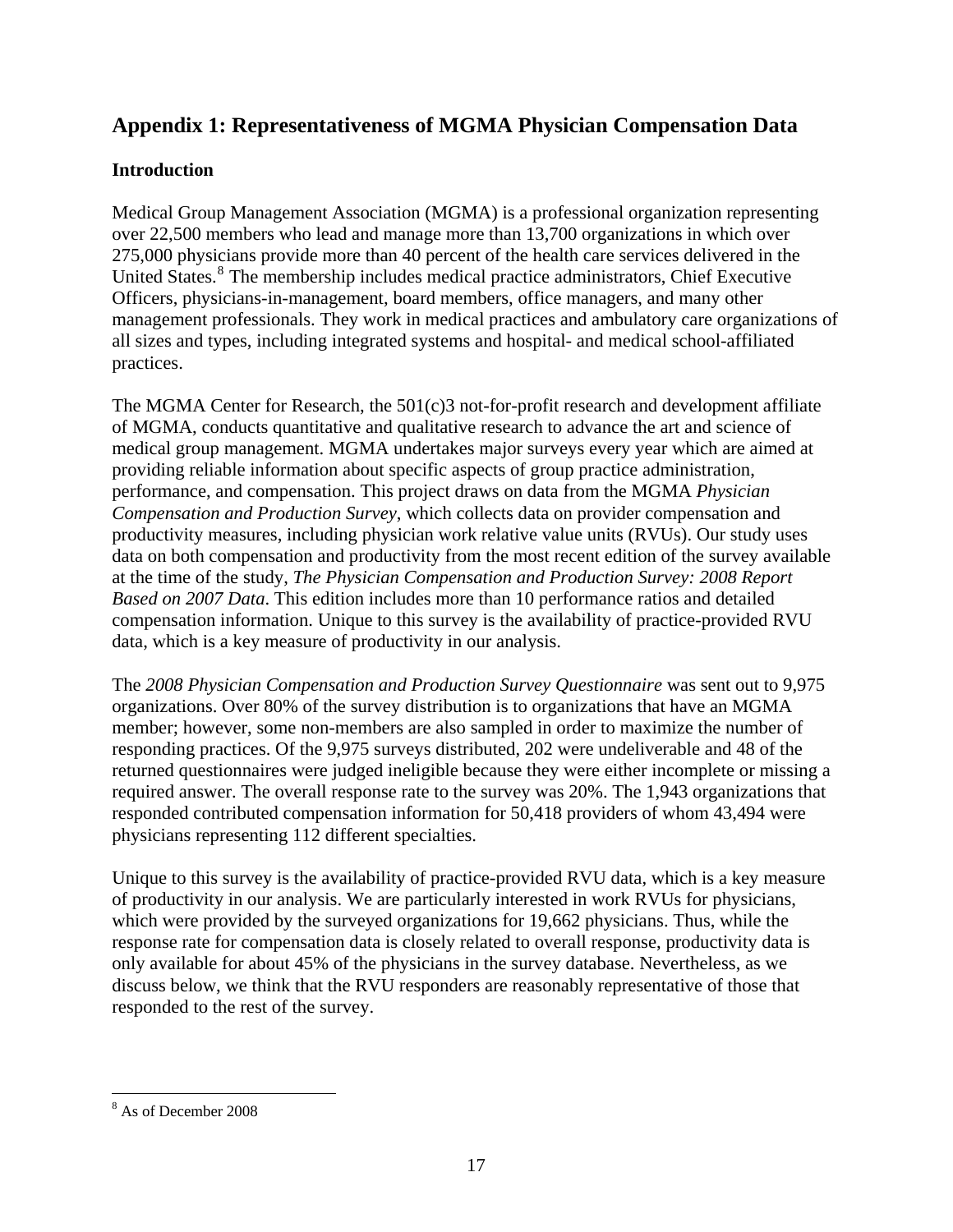## Appendix 1: Representativeness of MGMA Physician Compensation Data

### Introduction

Medical Group Management Association (MGMA) is a professional organization representing over 22,500 members who lead and manage more than 13,700 organizations in which over 275,000 physicians provide more than 40 percent of the health care services delivered in the United States.[8] The membership includes medical practice administrators, Chief Executive Officers, physicians-in-management, board members, office managers, and many other management professionals. They work in medical practices and ambulatory care organizations of all sizes and types, including integrated systems and hospital- and medical school-affiliated practices.

The MGMA Center for Research, the 501(c)3 not-for-profit research and development affiliate of MGMA, conducts quantitative and qualitative research to advance the art and science of medical group management. MGMA undertakes major surveys every year which are aimed at providing reliable information about specific aspects of group practice administration, performance, and compensation. This project draws on data from the MGMA *Physician Compensation and Production Survey*, which collects data on provider compensation and productivity measures, including physician work relative value units (RVUs). Our study uses data on both compensation and productivity from the most recent edition of the survey available at the time of the study, *The Physician Compensation and Production Survey: 2008 Report Based on 2007 Data*. This edition includes more than 10 performance ratios and detailed compensation information. Unique to this survey is the availability of practice-provided RVU data, which is a key measure of productivity in our analysis.

The *2008 Physician Compensation and Production Survey Questionnaire* was sent out to 9,975 organizations. Over 80% of the survey distribution is to organizations that have an MGMA member; however, some non-members are also sampled in order to maximize the number of responding practices. Of the 9,975 surveys distributed, 202 were undeliverable and 48 of the returned questionnaires were judged ineligible because they were either incomplete or missing a required answer. The overall response rate to the survey was 20%. The 1,943 organizations that responded contributed compensation information for 50,418 providers of whom 43,494 were physicians representing 112 different specialties.

Unique to this survey is the availability of practice-provided RVU data, which is a key measure of productivity in our analysis. We are particularly interested in work RVUs for physicians, which were provided by the surveyed organizations for 19,662 physicians. Thus, while the response rate for compensation data is closely related to overall response, productivity data is only available for about 45% of the physicians in the survey database. Nevertheless, as we discuss below, we think that the RVU responders are reasonably representative of those that responded to the rest of the survey.

---

[8] As of December 2008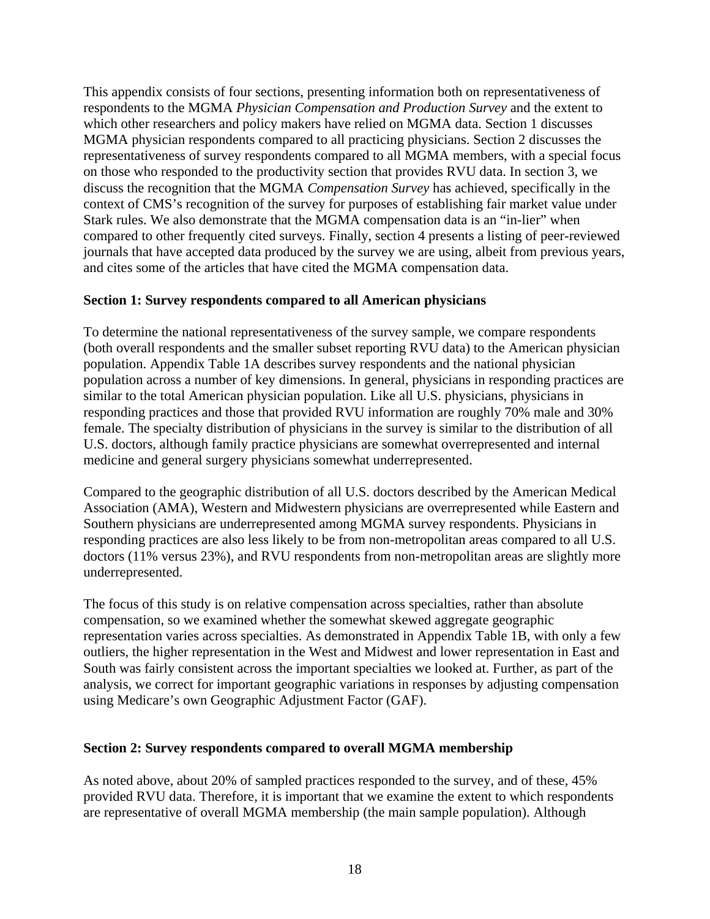This appendix consists of four sections, presenting information both on representativeness of respondents to the MGMA *Physician Compensation and Production Survey* and the extent to which other researchers and policy makers have relied on MGMA data. Section 1 discusses MGMA physician respondents compared to all practicing physicians. Section 2 discusses the representativeness of survey respondents compared to all MGMA members, with a special focus on those who responded to the productivity section that provides RVU data. In section 3, we discuss the recognition that the MGMA *Compensation Survey* has achieved, specifically in the context of CMS's recognition of the survey for purposes of establishing fair market value under Stark rules. We also demonstrate that the MGMA compensation data is an "in-lier" when compared to other frequently cited surveys. Finally, section 4 presents a listing of peer-reviewed journals that have accepted data produced by the survey we are using, albeit from previous years, and cites some of the articles that have cited the MGMA compensation data.

**Section 1: Survey respondents compared to all American physicians**

To determine the national representativeness of the survey sample, we compare respondents (both overall respondents and the smaller subset reporting RVU data) to the American physician population. Appendix Table 1A describes survey respondents and the national physician population across a number of key dimensions. In general, physicians in responding practices are similar to the total American physician population. Like all U.S. physicians, physicians in responding practices and those that provided RVU information are roughly 70% male and 30% female. The specialty distribution of physicians in the survey is similar to the distribution of all U.S. doctors, although family practice physicians are somewhat overrepresented and internal medicine and general surgery physicians somewhat underrepresented.

Compared to the geographic distribution of all U.S. doctors described by the American Medical Association (AMA), Western and Midwestern physicians are overrepresented while Eastern and Southern physicians are underrepresented among MGMA survey respondents. Physicians in responding practices are also less likely to be from non-metropolitan areas compared to all U.S. doctors (11% versus 23%), and RVU respondents from non-metropolitan areas are slightly more underrepresented.

The focus of this study is on relative compensation across specialties, rather than absolute compensation, so we examined whether the somewhat skewed aggregate geographic representation varies across specialties. As demonstrated in Appendix Table 1B, with only a few outliers, the higher representation in the West and Midwest and lower representation in East and South was fairly consistent across the important specialties we looked at. Further, as part of the analysis, we correct for important geographic variations in responses by adjusting compensation using Medicare's own Geographic Adjustment Factor (GAF).

**Section 2: Survey respondents compared to overall MGMA membership**

As noted above, about 20% of sampled practices responded to the survey, and of these, 45% provided RVU data. Therefore, it is important that we examine the extent to which respondents are representative of overall MGMA membership (the main sample population). Although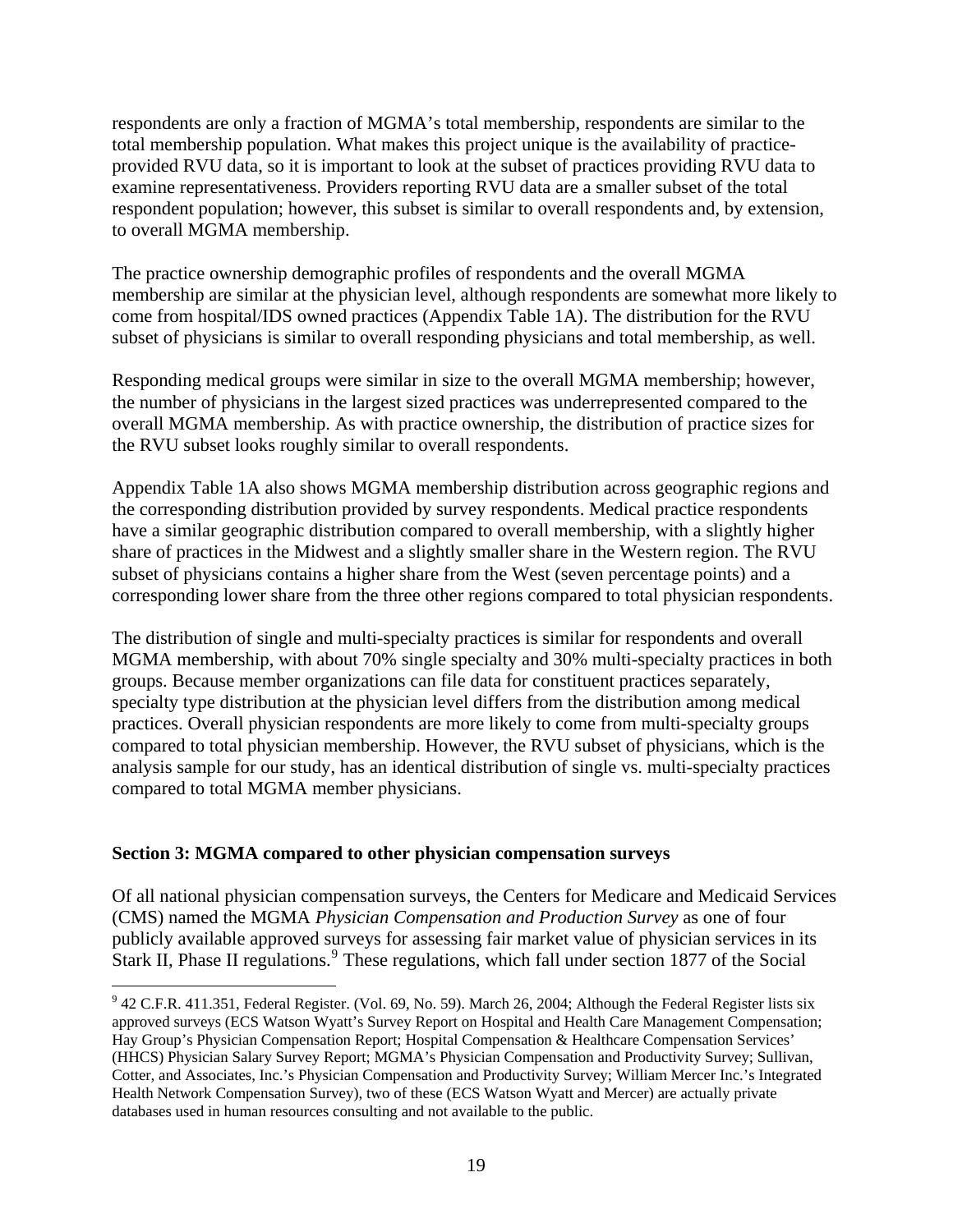respondents are only a fraction of MGMA's total membership, respondents are similar to the total membership population. What makes this project unique is the availability of practice-provided RVU data, so it is important to look at the subset of practices providing RVU data to examine representativeness. Providers reporting RVU data are a smaller subset of the total respondent population; however, this subset is similar to overall respondents and, by extension, to overall MGMA membership.

The practice ownership demographic profiles of respondents and the overall MGMA membership are similar at the physician level, although respondents are somewhat more likely to come from hospital/IDS owned practices (Appendix Table 1A). The distribution for the RVU subset of physicians is similar to overall responding physicians and total membership, as well.

Responding medical groups were similar in size to the overall MGMA membership; however, the number of physicians in the largest sized practices was underrepresented compared to the overall MGMA membership. As with practice ownership, the distribution of practice sizes for the RVU subset looks roughly similar to overall respondents.

Appendix Table 1A also shows MGMA membership distribution across geographic regions and the corresponding distribution provided by survey respondents. Medical practice respondents have a similar geographic distribution compared to overall membership, with a slightly higher share of practices in the Midwest and a slightly smaller share in the Western region. The RVU subset of physicians contains a higher share from the West (seven percentage points) and a corresponding lower share from the three other regions compared to total physician respondents.

The distribution of single and multi-specialty practices is similar for respondents and overall MGMA membership, with about 70% single specialty and 30% multi-specialty practices in both groups. Because member organizations can file data for constituent practices separately, specialty type distribution at the physician level differs from the distribution among medical practices. Overall physician respondents are more likely to come from multi-specialty groups compared to total physician membership. However, the RVU subset of physicians, which is the analysis sample for our study, has an identical distribution of single vs. multi-specialty practices compared to total MGMA member physicians.

**Section 3: MGMA compared to other physician compensation surveys**

Of all national physician compensation surveys, the Centers for Medicare and Medicaid Services (CMS) named the MGMA *Physician Compensation and Production Survey* as one of four publicly available approved surveys for assessing fair market value of physician services in its Stark II, Phase II regulations.[9] These regulations, which fall under section 1877 of the Social

[9] 42 C.F.R. 411.351, Federal Register. (Vol. 69, No. 59). March 26, 2004; Although the Federal Register lists six approved surveys (ECS Watson Wyatt's Survey Report on Hospital and Health Care Management Compensation; Hay Group's Physician Compensation Report; Hospital Compensation & Healthcare Compensation Services' (HHCS) Physician Salary Survey Report; MGMA's Physician Compensation and Productivity Survey; Sullivan, Cotter, and Associates, Inc.'s Physician Compensation and Productivity Survey; William Mercer Inc.'s Integrated Health Network Compensation Survey), two of these (ECS Watson Wyatt and Mercer) are actually private databases used in human resources consulting and not available to the public.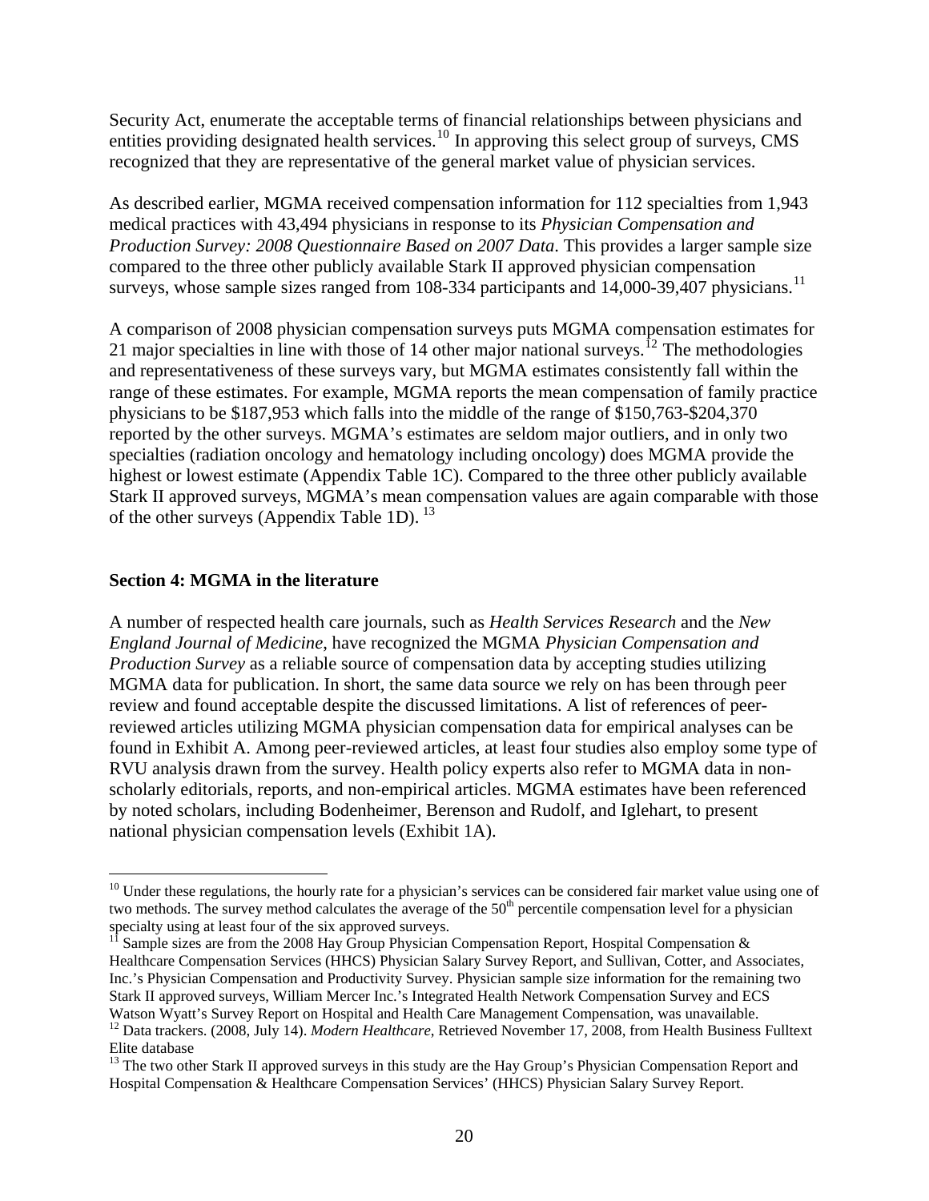Security Act, enumerate the acceptable terms of financial relationships between physicians and entities providing designated health services.[10] In approving this select group of surveys, CMS recognized that they are representative of the general market value of physician services.

As described earlier, MGMA received compensation information for 112 specialties from 1,943 medical practices with 43,494 physicians in response to its *Physician Compensation and Production Survey: 2008 Questionnaire Based on 2007 Data*. This provides a larger sample size compared to the three other publicly available Stark II approved physician compensation surveys, whose sample sizes ranged from 108-334 participants and 14,000-39,407 physicians.[11]

A comparison of 2008 physician compensation surveys puts MGMA compensation estimates for 21 major specialties in line with those of 14 other major national surveys.[12] The methodologies and representativeness of these surveys vary, but MGMA estimates consistently fall within the range of these estimates. For example, MGMA reports the mean compensation of family practice physicians to be $187,953 which falls into the middle of the range of $150,763-$204,370 reported by the other surveys. MGMA's estimates are seldom major outliers, and in only two specialties (radiation oncology and hematology including oncology) does MGMA provide the highest or lowest estimate (Appendix Table 1C). Compared to the three other publicly available Stark II approved surveys, MGMA's mean compensation values are again comparable with those of the other surveys (Appendix Table 1D).[13]

## Section 4: MGMA in the literature

A number of respected health care journals, such as *Health Services Research* and the *New England Journal of Medicine,* have recognized the MGMA *Physician Compensation and Production Survey* as a reliable source of compensation data by accepting studies utilizing MGMA data for publication. In short, the same data source we rely on has been through peer review and found acceptable despite the discussed limitations. A list of references of peer-reviewed articles utilizing MGMA physician compensation data for empirical analyses can be found in Exhibit A. Among peer-reviewed articles, at least four studies also employ some type of RVU analysis drawn from the survey. Health policy experts also refer to MGMA data in non-scholarly editorials, reports, and non-empirical articles. MGMA estimates have been referenced by noted scholars, including Bodenheimer, Berenson and Rudolf, and Iglehart, to present national physician compensation levels (Exhibit 1A).

---

[10] Under these regulations, the hourly rate for a physician's services can be considered fair market value using one of two methods. The survey method calculates the average of the $50^{th}$ percentile compensation level for a physician specialty using at least four of the six approved surveys.

[11] Sample sizes are from the 2008 Hay Group Physician Compensation Report, Hospital Compensation & Healthcare Compensation Services (HHCS) Physician Salary Survey Report, and Sullivan, Cotter, and Associates, Inc.'s Physician Compensation and Productivity Survey. Physician sample size information for the remaining two Stark II approved surveys, William Mercer Inc.'s Integrated Health Network Compensation Survey and ECS Watson Wyatt's Survey Report on Hospital and Health Care Management Compensation, was unavailable.

[12] Data trackers. (2008, July 14). *Modern Healthcare*, Retrieved November 17, 2008, from Health Business Fulltext Elite database

[13] The two other Stark II approved surveys in this study are the Hay Group's Physician Compensation Report and Hospital Compensation & Healthcare Compensation Services' (HHCS) Physician Salary Survey Report.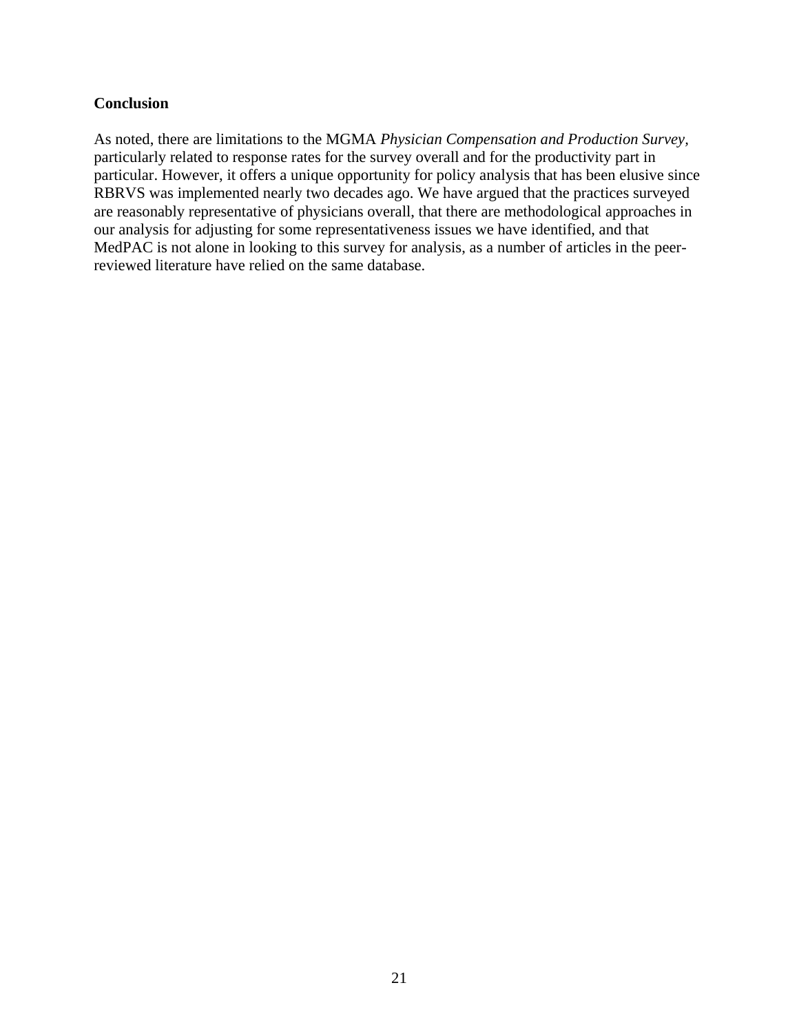## Conclusion

As noted, there are limitations to the MGMA *Physician Compensation and Production Survey*, particularly related to response rates for the survey overall and for the productivity part in particular. However, it offers a unique opportunity for policy analysis that has been elusive since RBRVS was implemented nearly two decades ago. We have argued that the practices surveyed are reasonably representative of physicians overall, that there are methodological approaches in our analysis for adjusting for some representativeness issues we have identified, and that MedPAC is not alone in looking to this survey for analysis, as a number of articles in the peer-reviewed literature have relied on the same database.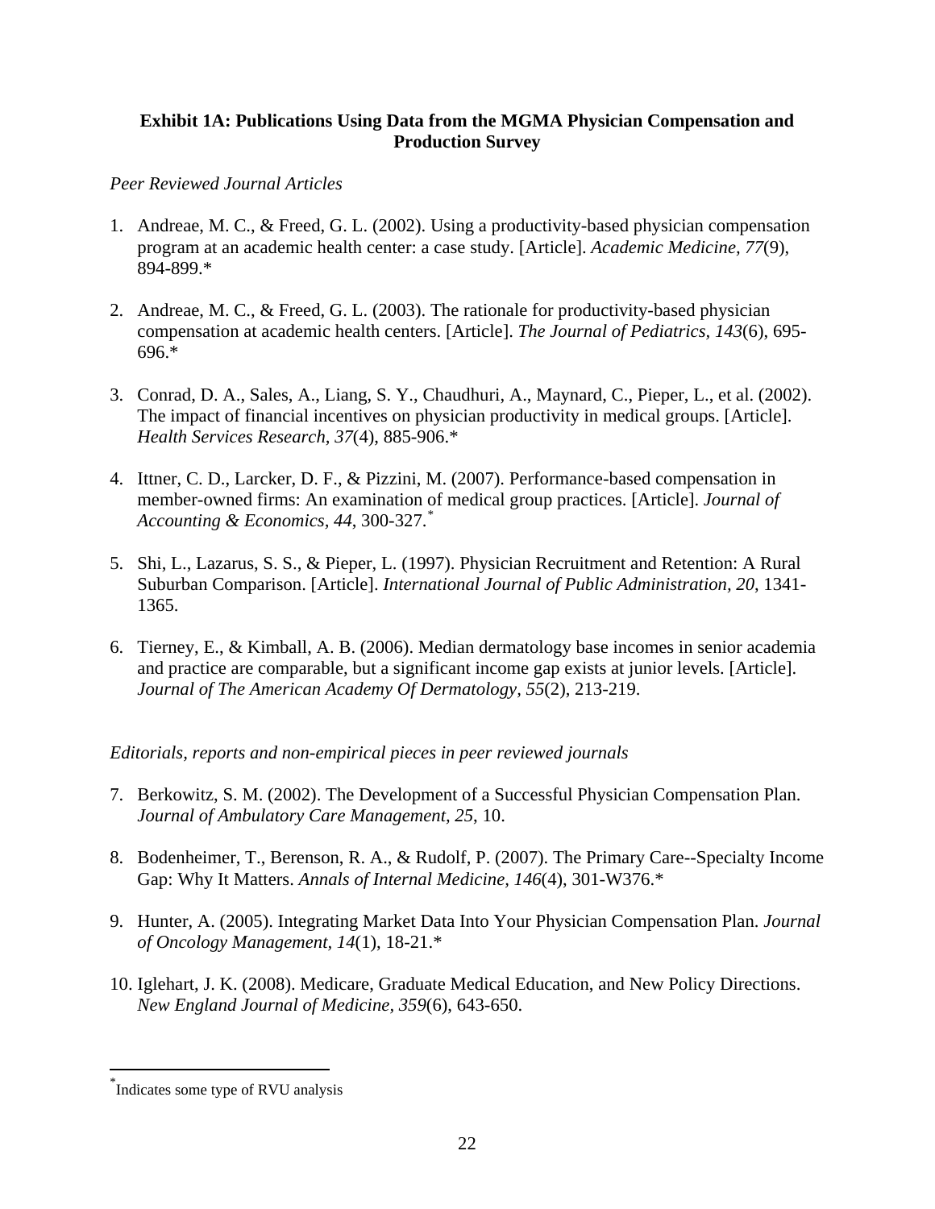**Exhibit 1A: Publications Using Data from the MGMA Physician Compensation and Production Survey**

*Peer Reviewed Journal Articles*

1. Andreae, M. C., & Freed, G. L. (2002). Using a productivity-based physician compensation program at an academic health center: a case study. [Article]. *Academic Medicine, 77*(9), 894-899.*

2. Andreae, M. C., & Freed, G. L. (2003). The rationale for productivity-based physician compensation at academic health centers. [Article]. *The Journal of Pediatrics, 143*(6), 695-696.*

3. Conrad, D. A., Sales, A., Liang, S. Y., Chaudhuri, A., Maynard, C., Pieper, L., et al. (2002). The impact of financial incentives on physician productivity in medical groups. [Article]. *Health Services Research, 37*(4), 885-906.*

4. Ittner, C. D., Larcker, D. F., & Pizzini, M. (2007). Performance-based compensation in member-owned firms: An examination of medical group practices. [Article]. *Journal of Accounting & Economics, 44*, 300-327.*

5. Shi, L., Lazarus, S. S., & Pieper, L. (1997). Physician Recruitment and Retention: A Rural Suburban Comparison. [Article]. *International Journal of Public Administration, 20*, 1341-1365.

6. Tierney, E., & Kimball, A. B. (2006). Median dermatology base incomes in senior academia and practice are comparable, but a significant income gap exists at junior levels. [Article]. *Journal of The American Academy Of Dermatology, 55*(2), 213-219.

*Editorials, reports and non-empirical pieces in peer reviewed journals*

7. Berkowitz, S. M. (2002). The Development of a Successful Physician Compensation Plan. *Journal of Ambulatory Care Management, 25*, 10.

8. Bodenheimer, T., Berenson, R. A., & Rudolf, P. (2007). The Primary Care--Specialty Income Gap: Why It Matters. *Annals of Internal Medicine, 146*(4), 301-W376.*

9. Hunter, A. (2005). Integrating Market Data Into Your Physician Compensation Plan. *Journal of Oncology Management, 14*(1), 18-21.*

10. Iglehart, J. K. (2008). Medicare, Graduate Medical Education, and New Policy Directions. *New England Journal of Medicine, 359*(6), 643-650.

---

* Indicates some type of RVU analysis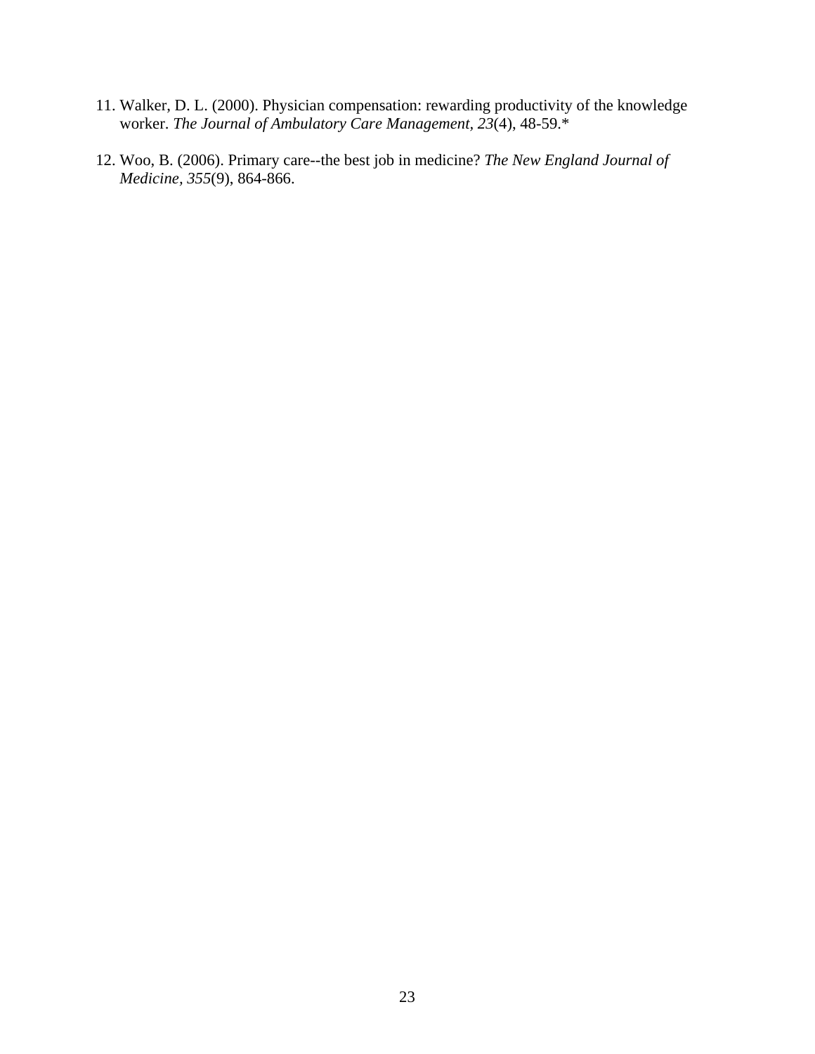11. Walker, D. L. (2000). Physician compensation: rewarding productivity of the knowledge worker. *The Journal of Ambulatory Care Management, 23*(4), 48-59.*

12. Woo, B. (2006). Primary care--the best job in medicine? *The New England Journal of Medicine, 355*(9), 864-866.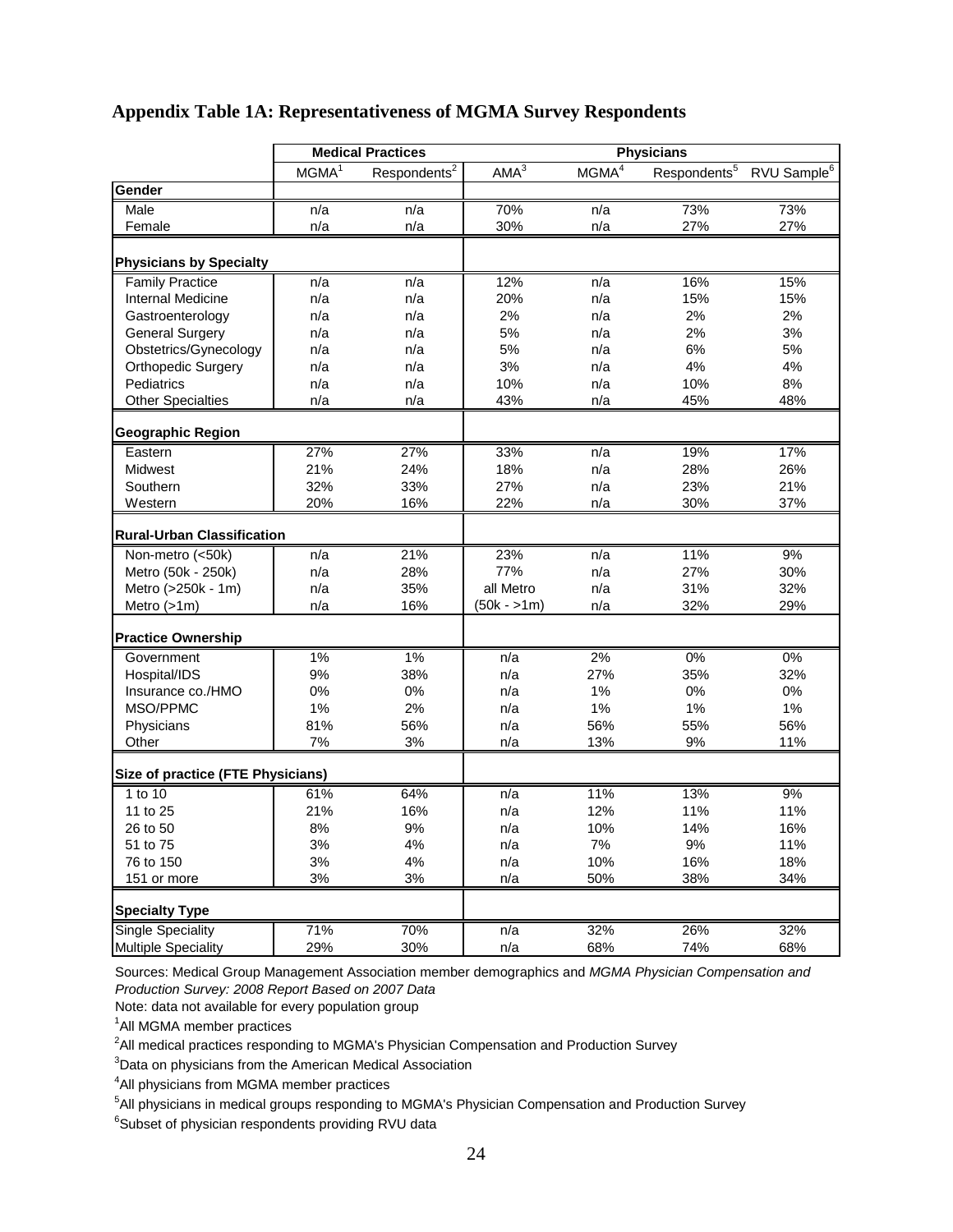# Appendix Table 1A: Representativeness of MGMA Survey Respondents

| | Medical Practices | | Physicians | | | |
|---|---|---|---|---|---|---|
| | MGMA[1] | Respondents[2] | AMA[3] | MGMA[4] | Respondents[5] | RVU Sample[6] |
| **Gender** | | | | | | |
| Male | n/a | n/a | 70% | n/a | 73% | 73% |
| Female | n/a | n/a | 30% | n/a | 27% | 27% |
| **Physicians by Specialty** | | | | | | |
| Family Practice | n/a | n/a | 12% | n/a | 16% | 15% |
| Internal Medicine | n/a | n/a | 20% | n/a | 15% | 15% |
| Gastroenterology | n/a | n/a | 2% | n/a | 2% | 2% |
| General Surgery | n/a | n/a | 5% | n/a | 2% | 3% |
| Obstetrics/Gynecology | n/a | n/a | 5% | n/a | 6% | 5% |
| Orthopedic Surgery | n/a | n/a | 3% | n/a | 4% | 4% |
| Pediatrics | n/a | n/a | 10% | n/a | 10% | 8% |
| Other Specialties | n/a | n/a | 43% | n/a | 45% | 48% |
| **Geographic Region** | | | | | | |
| Eastern | 27% | 27% | 33% | n/a | 19% | 17% |
| Midwest | 21% | 24% | 18% | n/a | 28% | 26% |
| Southern | 32% | 33% | 27% | n/a | 23% | 21% |
| Western | 20% | 16% | 22% | n/a | 30% | 37% |
| **Rural-Urban Classification** | | | | | | |
| Non-metro (<50k) | n/a | 21% | 23% | n/a | 11% | 9% |
| Metro (50k - 250k) | n/a | 28% | 77% | n/a | 27% | 30% |
| Metro (>250k - 1m) | n/a | 35% | all Metro | n/a | 31% | 32% |
| Metro (>1m) | n/a | 16% | (50k - >1m) | n/a | 32% | 29% |
| **Practice Ownership** | | | | | | |
| Government | 1% | 1% | n/a | 2% | 0% | 0% |
| Hospital/IDS | 9% | 38% | n/a | 27% | 35% | 32% |
| Insurance co./HMO | 0% | 0% | n/a | 1% | 0% | 0% |
| MSO/PPMC | 1% | 2% | n/a | 1% | 1% | 1% |
| Physicians | 81% | 56% | n/a | 56% | 55% | 56% |
| Other | 7% | 3% | n/a | 13% | 9% | 11% |
| **Size of practice (FTE Physicians)** | | | | | | |
| 1 to 10 | 61% | 64% | n/a | 11% | 13% | 9% |
| 11 to 25 | 21% | 16% | n/a | 12% | 11% | 11% |
| 26 to 50 | 8% | 9% | n/a | 10% | 14% | 16% |
| 51 to 75 | 3% | 4% | n/a | 7% | 9% | 11% |
| 76 to 150 | 3% | 4% | n/a | 10% | 16% | 18% |
| 151 or more | 3% | 3% | n/a | 50% | 38% | 34% |
| **Specialty Type** | | | | | | |
| Single Speciality | 71% | 70% | n/a | 32% | 26% | 32% |
| Multiple Speciality | 29% | 30% | n/a | 68% | 74% | 68% |

Sources: Medical Group Management Association member demographics and *MGMA Physician Compensation and Production Survey: 2008 Report Based on 2007 Data*

Note: data not available for every population group

[1]All MGMA member practices

[2]All medical practices responding to MGMA's Physician Compensation and Production Survey

[3]Data on physicians from the American Medical Association

[4]All physicians from MGMA member practices

[5]All physicians in medical groups responding to MGMA's Physician Compensation and Production Survey

[6]Subset of physician respondents providing RVU data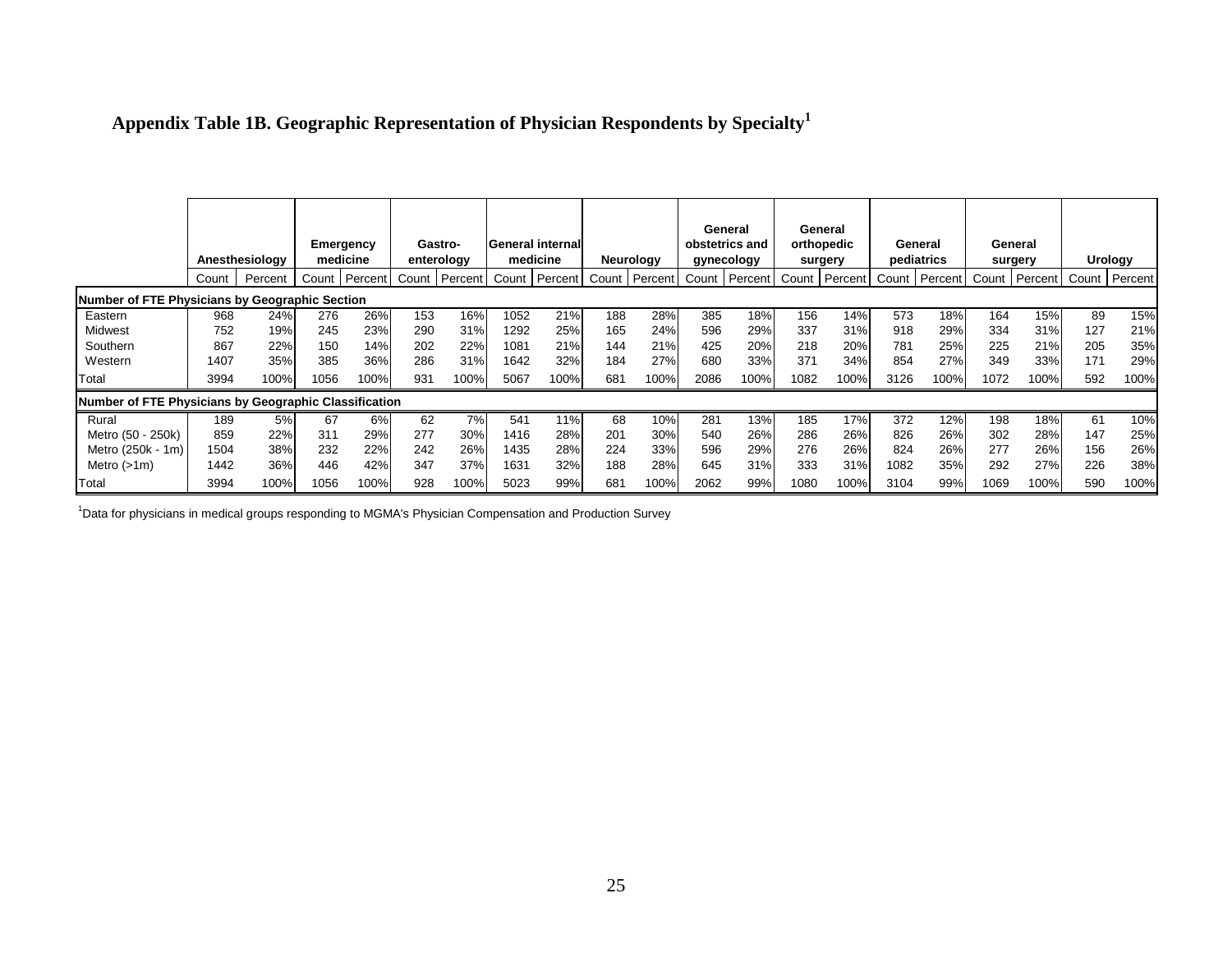## Appendix Table 1B. Geographic Representation of Physician Respondents by Specialty[1]

| | Anesthesiology | | Emergency medicine | | Gastro-enterology | | General internal medicine | | Neurology | | General obstetrics and gynecology | | General orthopedic surgery | | General pediatrics | | General surgery | | Urology | |
|---|---|---|---|---|---|---|---|---|---|---|---|---|---|---|---|---|---|---|---|---|
| | Count | Percent | Count | Percent | Count | Percent | Count | Percent | Count | Percent | Count | Percent | Count | Percent | Count | Percent | Count | Percent | Count | Percent |
| **Number of FTE Physicians by Geographic Section** | | | | | | | | | | | | | | | | | | | | |
| Eastern | 968 | 24% | 276 | 26% | 153 | 16% | 1052 | 21% | 188 | 28% | 385 | 18% | 156 | 14% | 573 | 18% | 164 | 15% | 89 | 15% |
| Midwest | 752 | 19% | 245 | 23% | 290 | 31% | 1292 | 25% | 165 | 24% | 596 | 29% | 337 | 31% | 918 | 29% | 334 | 31% | 127 | 21% |
| Southern | 867 | 22% | 150 | 14% | 202 | 22% | 1081 | 21% | 144 | 21% | 425 | 20% | 218 | 20% | 781 | 25% | 225 | 21% | 205 | 35% |
| Western | 1407 | 35% | 385 | 36% | 286 | 31% | 1642 | 32% | 184 | 27% | 680 | 33% | 371 | 34% | 854 | 27% | 349 | 33% | 171 | 29% |
| Total | 3994 | 100% | 1056 | 100% | 931 | 100% | 5067 | 100% | 681 | 100% | 2086 | 100% | 1082 | 100% | 3126 | 100% | 1072 | 100% | 592 | 100% |
| **Number of FTE Physicians by Geographic Classification** | | | | | | | | | | | | | | | | | | | | |
| Rural | 189 | 5% | 67 | 6% | 62 | 7% | 541 | 11% | 68 | 10% | 281 | 13% | 185 | 17% | 372 | 12% | 198 | 18% | 61 | 10% |
| Metro (50 - 250k) | 859 | 22% | 311 | 29% | 277 | 30% | 1416 | 28% | 201 | 30% | 540 | 26% | 286 | 26% | 826 | 26% | 302 | 28% | 147 | 25% |
| Metro (250k - 1m) | 1504 | 38% | 232 | 22% | 242 | 26% | 1435 | 28% | 224 | 33% | 596 | 29% | 276 | 26% | 824 | 26% | 277 | 26% | 156 | 26% |
| Metro (>1m) | 1442 | 36% | 446 | 42% | 347 | 37% | 1631 | 32% | 188 | 28% | 645 | 31% | 333 | 31% | 1082 | 35% | 292 | 27% | 226 | 38% |
| Total | 3994 | 100% | 1056 | 100% | 928 | 100% | 5023 | 99% | 681 | 100% | 2062 | 99% | 1080 | 100% | 3104 | 99% | 1069 | 100% | 590 | 100% |

[1] Data for physicians in medical groups responding to MGMA's Physician Compensation and Production Survey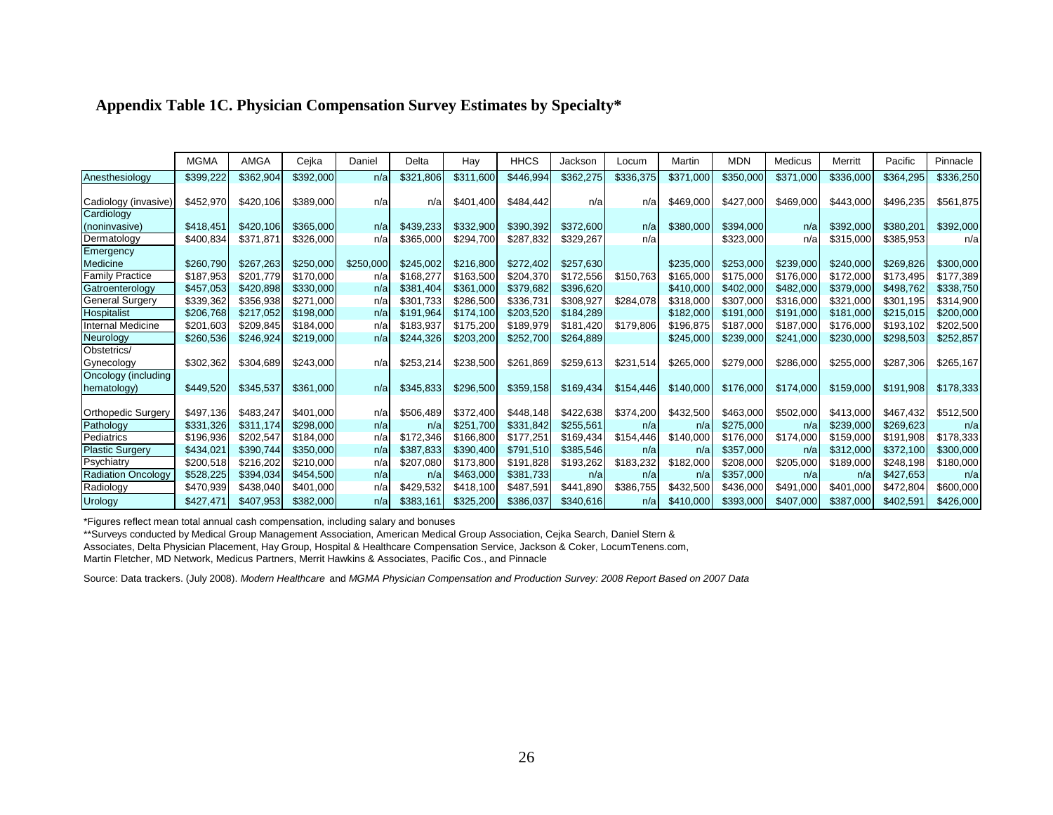## Appendix Table 1C. Physician Compensation Survey Estimates by Specialty*

| | MGMA | AMGA | Cejka | Daniel | Delta | Hay | HHCS | Jackson | Locum | Martin | MDN | Medicus | Merritt | Pacific | Pinnacle |
|---|---|---|---|---|---|---|---|---|---|---|---|---|---|---|---|
| Anesthesiology | $399,222 | $362,904 | $392,000 | n/a | $321,806 | $311,600 | $446,994 | $362,275 | $336,375 | $371,000 | $350,000 | $371,000 | $336,000 | $364,295 | $336,250 |
| Cadiology (invasive) | $452,970 | $420,106 | $389,000 | n/a | n/a | $401,400 | $484,442 | n/a | n/a | $469,000 | $427,000 | $469,000 | $443,000 | $496,235 | $561,875 |
| Cardiology (noninvasive) | $418,451 | $420,106 | $365,000 | n/a | $439,233 | $332,900 | $390,392 | $372,600 | n/a | $380,000 | $394,000 | n/a | $392,000 | $380,201 | $392,000 |
| Dermatology | $400,834 | $371,871 | $326,000 | n/a | $365,000 | $294,700 | $287,832 | $329,267 | n/a | | $323,000 | n/a | $315,000 | $385,953 | n/a |
| Emergency Medicine | $260,790 | $267,263 | $250,000 | $250,000 | $245,002 | $216,800 | $272,402 | $257,630 | | $235,000 | $253,000 | $239,000 | $240,000 | $269,826 | $300,000 |
| Family Practice | $187,953 | $201,779 | $170,000 | n/a | $168,277 | $163,500 | $204,370 | $172,556 | $150,763 | $165,000 | $175,000 | $176,000 | $172,000 | $173,495 | $177,389 |
| Gatroenterology | $457,053 | $420,898 | $330,000 | n/a | $381,404 | $361,000 | $379,682 | $396,620 | | $410,000 | $402,000 | $482,000 | $379,000 | $498,762 | $338,750 |
| General Surgery | $339,362 | $356,938 | $271,000 | n/a | $301,733 | $286,500 | $336,731 | $308,927 | $284,078 | $318,000 | $307,000 | $316,000 | $321,000 | $301,195 | $314,900 |
| Hospitalist | $206,768 | $217,052 | $198,000 | n/a | $191,964 | $174,100 | $203,520 | $184,289 | | $182,000 | $191,000 | $191,000 | $181,000 | $215,015 | $200,000 |
| Internal Medicine | $201,603 | $209,845 | $184,000 | n/a | $183,937 | $175,200 | $189,979 | $181,420 | $179,806 | $196,875 | $187,000 | $187,000 | $176,000 | $193,102 | $202,500 |
| Neurology | $260,536 | $246,924 | $219,000 | n/a | $244,326 | $203,200 | $252,700 | $264,889 | | $245,000 | $239,000 | $241,000 | $230,000 | $298,503 | $252,857 |
| Obstetrics/ Gynecology | $302,362 | $304,689 | $243,000 | n/a | $253,214 | $238,500 | $261,869 | $259,613 | $231,514 | $265,000 | $279,000 | $286,000 | $255,000 | $287,306 | $265,167 |
| Oncology (including hematology) | $449,520 | $345,537 | $361,000 | n/a | $345,833 | $296,500 | $359,158 | $169,434 | $154,446 | $140,000 | $176,000 | $174,000 | $159,000 | $191,908 | $178,333 |
| Orthopedic Surgery | $497,136 | $483,247 | $401,000 | n/a | $506,489 | $372,400 | $448,148 | $422,638 | $374,200 | $432,500 | $463,000 | $502,000 | $413,000 | $467,432 | $512,500 |
| Pathology | $331,326 | $311,174 | $298,000 | n/a | n/a | $251,700 | $331,842 | $255,561 | n/a | n/a | $275,000 | n/a | $239,000 | $269,623 | n/a |
| Pediatrics | $196,936 | $202,547 | $184,000 | n/a | $172,346 | $166,800 | $177,251 | $169,434 | $154,446 | $140,000 | $176,000 | $174,000 | $159,000 | $191,908 | $178,333 |
| Plastic Surgery | $434,021 | $390,744 | $350,000 | n/a | $387,833 | $390,400 | $791,510 | $385,546 | n/a | n/a | $357,000 | n/a | $312,000 | $372,100 | $300,000 |
| Psychiatry | $200,518 | $216,202 | $210,000 | n/a | $207,080 | $173,800 | $191,828 | $193,262 | $183,232 | $182,000 | $208,000 | $205,000 | $189,000 | $248,198 | $180,000 |
| Radiation Oncology | $528,225 | $394,034 | $454,500 | n/a | n/a | $463,000 | $381,733 | n/a | n/a | n/a | $357,000 | n/a | n/a | $427,653 | n/a |
| Radiology | $470,939 | $438,040 | $401,000 | n/a | $429,532 | $418,100 | $487,591 | $441,890 | $386,755 | $432,500 | $436,000 | $491,000 | $401,000 | $472,804 | $600,000 |
| Urology | $427,471 | $407,953 | $382,000 | n/a | $383,161 | $325,200 | $386,037 | $340,616 | n/a | $410,000 | $393,000 | $407,000 | $387,000 | $402,591 | $426,000 |

*Figures reflect mean total annual cash compensation, including salary and bonuses

**Surveys conducted by Medical Group Management Association, American Medical Group Association, Cejka Search, Daniel Stern & Associates, Delta Physician Placement, Hay Group, Hospital & Healthcare Compensation Service, Jackson & Coker, LocumTenens.com, Martin Fletcher, MD Network, Medicus Partners, Merrit Hawkins & Associates, Pacific Cos., and Pinnacle

Source: Data trackers. (July 2008). *Modern Healthcare* and *MGMA Physician Compensation and Production Survey: 2008 Report Based on 2007 Data*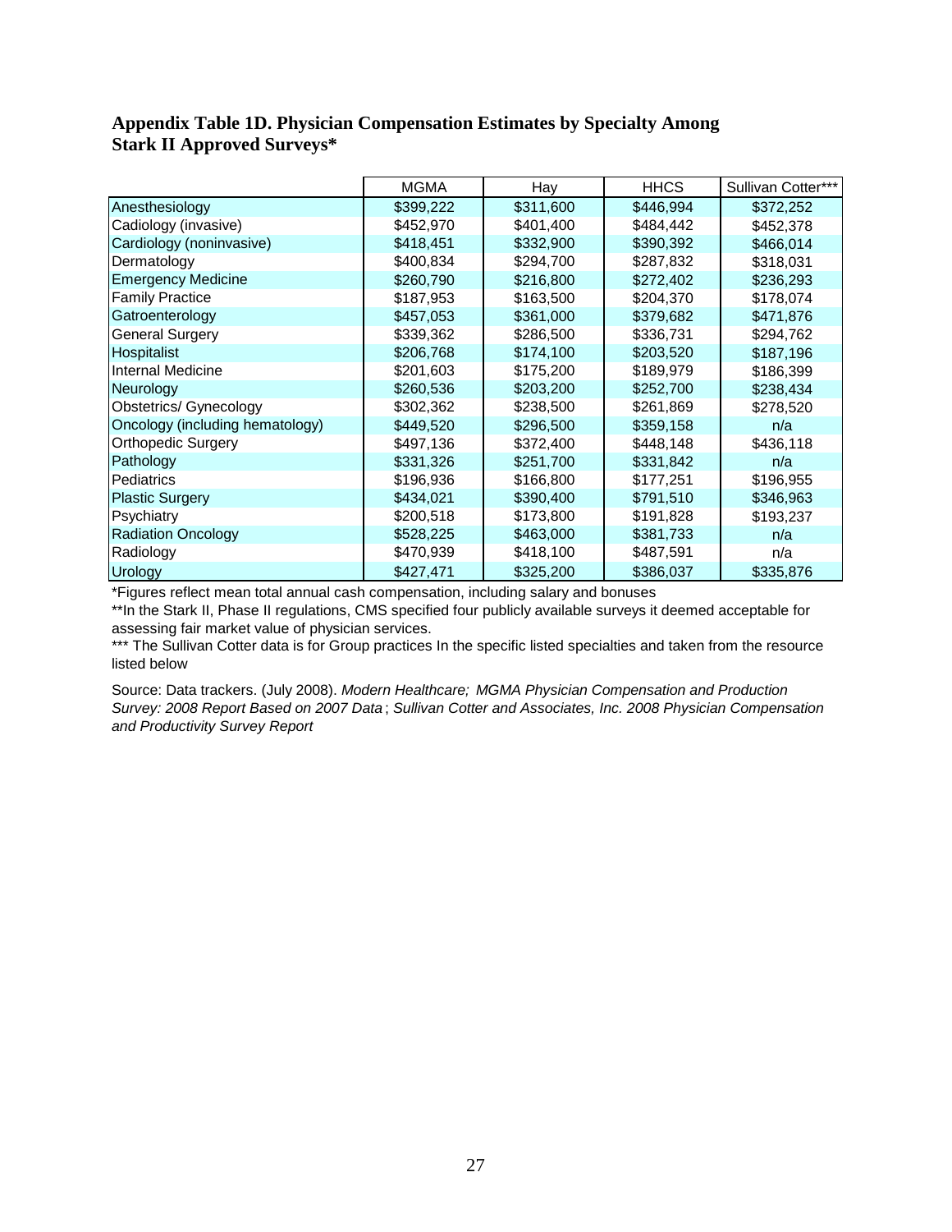**Appendix Table 1D. Physician Compensation Estimates by Specialty Among Stark II Approved Surveys***

| | MGMA | Hay | HHCS | Sullivan Cotter*** |
|---|---|---|---|---|
| Anesthesiology | $399,222 | $311,600 | $446,994 | $372,252 |
| Cadiology (invasive) | $452,970 | $401,400 | $484,442 | $452,378 |
| Cardiology (noninvasive) | $418,451 | $332,900 | $390,392 | $466,014 |
| Dermatology | $400,834 | $294,700 | $287,832 | $318,031 |
| Emergency Medicine | $260,790 | $216,800 | $272,402 | $236,293 |
| Family Practice | $187,953 | $163,500 | $204,370 | $178,074 |
| Gatroenterology | $457,053 | $361,000 | $379,682 | $471,876 |
| General Surgery | $339,362 | $286,500 | $336,731 | $294,762 |
| Hospitalist | $206,768 | $174,100 | $203,520 | $187,196 |
| Internal Medicine | $201,603 | $175,200 | $189,979 | $186,399 |
| Neurology | $260,536 | $203,200 | $252,700 | $238,434 |
| Obstetrics/ Gynecology | $302,362 | $238,500 | $261,869 | $278,520 |
| Oncology (including hematology) | $449,520 | $296,500 | $359,158 | n/a |
| Orthopedic Surgery | $497,136 | $372,400 | $448,148 | $436,118 |
| Pathology | $331,326 | $251,700 | $331,842 | n/a |
| Pediatrics | $196,936 | $166,800 | $177,251 | $196,955 |
| Plastic Surgery | $434,021 | $390,400 | $791,510 | $346,963 |
| Psychiatry | $200,518 | $173,800 | $191,828 | $193,237 |
| Radiation Oncology | $528,225 | $463,000 | $381,733 | n/a |
| Radiology | $470,939 | $418,100 | $487,591 | n/a |
| Urology | $427,471 | $325,200 | $386,037 | $335,876 |

*Figures reflect mean total annual cash compensation, including salary and bonuses

**In the Stark II, Phase II regulations, CMS specified four publicly available surveys it deemed acceptable for assessing fair market value of physician services.

*** The Sullivan Cotter data is for Group practices In the specific listed specialties and taken from the resource listed below

Source: Data trackers. (July 2008). *Modern Healthcare; MGMA Physician Compensation and Production Survey: 2008 Report Based on 2007 Data*; *Sullivan Cotter and Associates, Inc. 2008 Physician Compensation and Productivity Survey Report*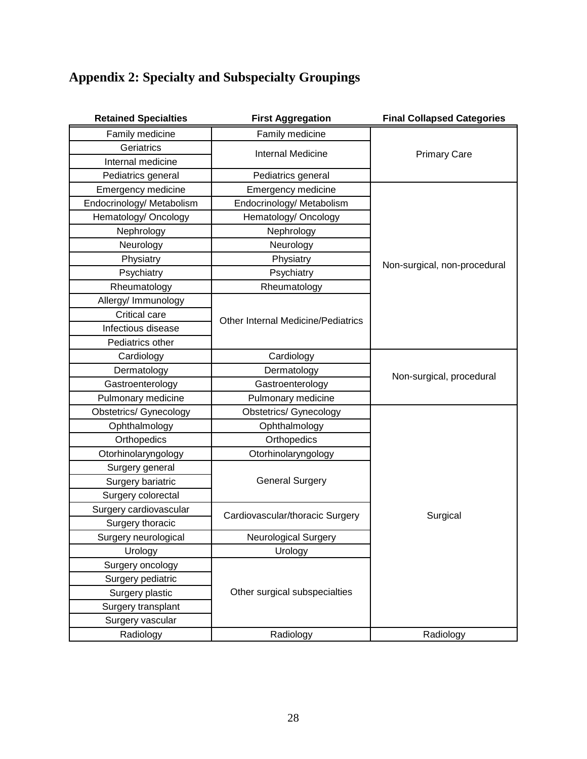## Appendix 2: Specialty and Subspecialty Groupings

| Retained Specialties | First Aggregation | Final Collapsed Categories |
|---|---|---|
| Family medicine | Family medicine | Primary Care |
| Geriatrics | Internal Medicine | |
| Internal medicine | | |
| Pediatrics general | Pediatrics general | |
| Emergency medicine | Emergency medicine | Non-surgical, non-procedural |
| Endocrinology/ Metabolism | Endocrinology/ Metabolism | |
| Hematology/ Oncology | Hematology/ Oncology | |
| Nephrology | Nephrology | |
| Neurology | Neurology | |
| Physiatry | Physiatry | |
| Psychiatry | Psychiatry | |
| Rheumatology | Rheumatology | |
| Allergy/ Immunology | Other Internal Medicine/Pediatrics | |
| Critical care | | |
| Infectious disease | | |
| Pediatrics other | | |
| Cardiology | Cardiology | Non-surgical, procedural |
| Dermatology | Dermatology | |
| Gastroenterology | Gastroenterology | |
| Pulmonary medicine | Pulmonary medicine | |
| Obstetrics/ Gynecology | Obstetrics/ Gynecology | Surgical |
| Ophthalmology | Ophthalmology | |
| Orthopedics | Orthopedics | |
| Otorhinolaryngology | Otorhinolaryngology | |
| Surgery general | General Surgery | |
| Surgery bariatric | | |
| Surgery colorectal | | |
| Surgery cardiovascular | Cardiovascular/thoracic Surgery | |
| Surgery thoracic | | |
| Surgery neurological | Neurological Surgery | |
| Urology | Urology | |
| Surgery oncology | Other surgical subspecialties | |
| Surgery pediatric | | |
| Surgery plastic | | |
| Surgery transplant | | |
| Surgery vascular | | |
| Radiology | Radiology | Radiology |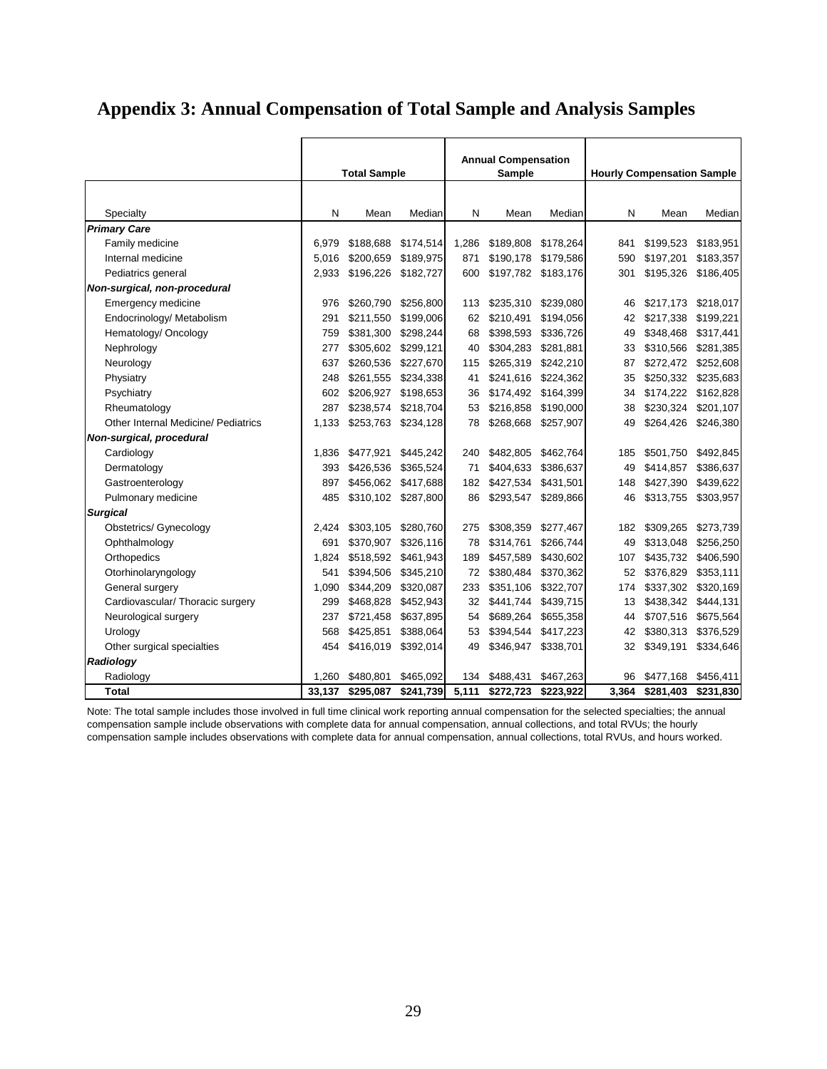# Appendix 3: Annual Compensation of Total Sample and Analysis Samples

| Specialty | Total Sample | | | Annual Compensation Sample | | | Hourly Compensation Sample | | |
|---|---|---|---|---|---|---|---|---|---|
| | N | Mean | Median | N | Mean | Median | N | Mean | Median |
| ***Primary Care*** | | | | | | | | | |
| Family medicine | 6,979 | $188,688 | $174,514 | 1,286 | $189,808 | $178,264 | 841 | $199,523 | $183,951 |
| Internal medicine | 5,016 | $200,659 | $189,975 | 871 | $190,178 | $179,586 | 590 | $197,201 | $183,357 |
| Pediatrics general | 2,933 | $196,226 | $182,727 | 600 | $197,782 | $183,176 | 301 | $195,326 | $186,405 |
| ***Non-surgical, non-procedural*** | | | | | | | | | |
| Emergency medicine | 976 | $260,790 | $256,800 | 113 | $235,310 | $239,080 | 46 | $217,173 | $218,017 |
| Endocrinology/ Metabolism | 291 | $211,550 | $199,006 | 62 | $210,491 | $194,056 | 42 | $217,338 | $199,221 |
| Hematology/ Oncology | 759 | $381,300 | $298,244 | 68 | $398,593 | $336,726 | 49 | $348,468 | $317,441 |
| Nephrology | 277 | $305,602 | $299,121 | 40 | $304,283 | $281,881 | 33 | $310,566 | $281,385 |
| Neurology | 637 | $260,536 | $227,670 | 115 | $265,319 | $242,210 | 87 | $272,472 | $252,608 |
| Physiatry | 248 | $261,555 | $234,338 | 41 | $241,616 | $224,362 | 35 | $250,332 | $235,683 |
| Psychiatry | 602 | $206,927 | $198,653 | 36 | $174,492 | $164,399 | 34 | $174,222 | $162,828 |
| Rheumatology | 287 | $238,574 | $218,704 | 53 | $216,858 | $190,000 | 38 | $230,324 | $201,107 |
| Other Internal Medicine/ Pediatrics | 1,133 | $253,763 | $234,128 | 78 | $268,668 | $257,907 | 49 | $264,426 | $246,380 |
| ***Non-surgical, procedural*** | | | | | | | | | |
| Cardiology | 1,836 | $477,921 | $445,242 | 240 | $482,805 | $462,764 | 185 | $501,750 | $492,845 |
| Dermatology | 393 | $426,536 | $365,524 | 71 | $404,633 | $386,637 | 49 | $414,857 | $386,637 |
| Gastroenterology | 897 | $456,062 | $417,688 | 182 | $427,534 | $431,501 | 148 | $427,390 | $439,622 |
| Pulmonary medicine | 485 | $310,102 | $287,800 | 86 | $293,547 | $289,866 | 46 | $313,755 | $303,957 |
| ***Surgical*** | | | | | | | | | |
| Obstetrics/ Gynecology | 2,424 | $303,105 | $280,760 | 275 | $308,359 | $277,467 | 182 | $309,265 | $273,739 |
| Ophthalmology | 691 | $370,907 | $326,116 | 78 | $314,761 | $266,744 | 49 | $313,048 | $256,250 |
| Orthopedics | 1,824 | $518,592 | $461,943 | 189 | $457,589 | $430,602 | 107 | $435,732 | $406,590 |
| Otorhinolaryngology | 541 | $394,506 | $345,210 | 72 | $380,484 | $370,362 | 52 | $376,829 | $353,111 |
| General surgery | 1,090 | $344,209 | $320,087 | 233 | $351,106 | $322,707 | 174 | $337,302 | $320,169 |
| Cardiovascular/ Thoracic surgery | 299 | $468,828 | $452,943 | 32 | $441,744 | $439,715 | 13 | $438,342 | $444,131 |
| Neurological surgery | 237 | $721,458 | $637,895 | 54 | $689,264 | $655,358 | 44 | $707,516 | $675,564 |
| Urology | 568 | $425,851 | $388,064 | 53 | $394,544 | $417,223 | 42 | $380,313 | $376,529 |
| Other surgical specialties | 454 | $416,019 | $392,014 | 49 | $346,947 | $338,701 | 32 | $349,191 | $334,646 |
| ***Radiology*** | | | | | | | | | |
| Radiology | 1,260 | $480,801 | $465,092 | 134 | $488,431 | $467,263 | 96 | $477,168 | $456,411 |
| **Total** | **33,137** | **$295,087** | **$241,739** | **5,111** | **$272,723** | **$223,922** | **3,364** | **$281,403** | **$231,830** |

Note: The total sample includes those involved in full time clinical work reporting annual compensation for the selected specialties; the annual compensation sample include observations with complete data for annual compensation, annual collections, and total RVUs; the hourly compensation sample includes observations with complete data for annual compensation, annual collections, total RVUs, and hours worked.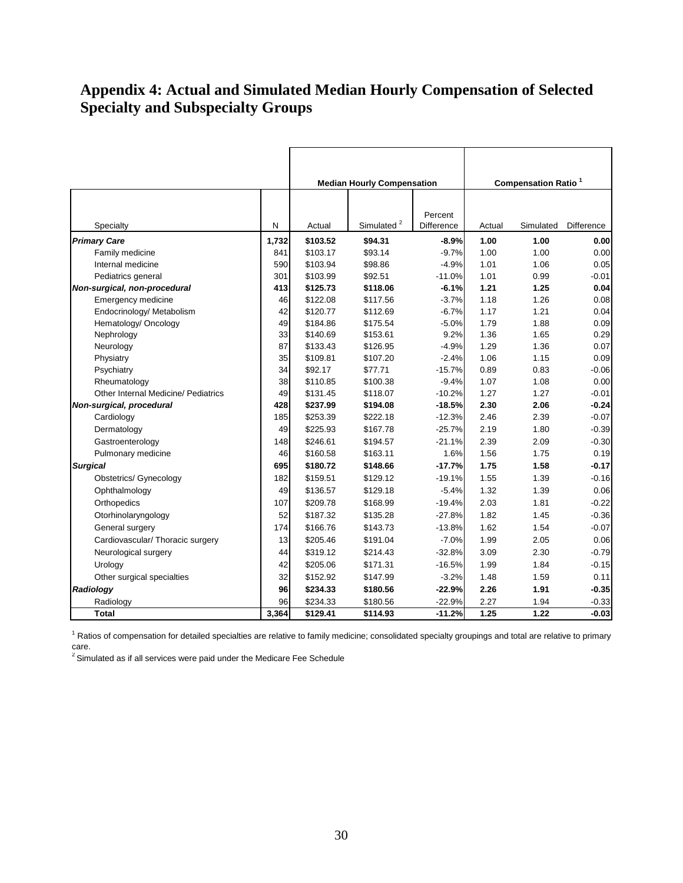## Appendix 4: Actual and Simulated Median Hourly Compensation of Selected Specialty and Subspecialty Groups

| | | Median Hourly Compensation | | | Compensation Ratio [1] | | |
|---|---|---|---|---|---|---|---|
| Specialty | N | Actual | Simulated [2] | Percent Difference | Actual | Simulated | Difference |
| ***Primary Care*** | **1,732** | **$103.52** | **$94.31** | **-8.9%** | **1.00** | **1.00** | **0.00** |
| Family medicine | 841 | $103.17 | $93.14 | -9.7% | 1.00 | 1.00 | 0.00 |
| Internal medicine | 590 | $103.94 | $98.86 | -4.9% | 1.01 | 1.06 | 0.05 |
| Pediatrics general | 301 | $103.99 | $92.51 | -11.0% | 1.01 | 0.99 | -0.01 |
| ***Non-surgical, non-procedural*** | **413** | **$125.73** | **$118.06** | **-6.1%** | **1.21** | **1.25** | **0.04** |
| Emergency medicine | 46 | $122.08 | $117.56 | -3.7% | 1.18 | 1.26 | 0.08 |
| Endocrinology/ Metabolism | 42 | $120.77 | $112.69 | -6.7% | 1.17 | 1.21 | 0.04 |
| Hematology/ Oncology | 49 | $184.86 | $175.54 | -5.0% | 1.79 | 1.88 | 0.09 |
| Nephrology | 33 | $140.69 | $153.61 | 9.2% | 1.36 | 1.65 | 0.29 |
| Neurology | 87 | $133.43 | $126.95 | -4.9% | 1.29 | 1.36 | 0.07 |
| Physiatry | 35 | $109.81 | $107.20 | -2.4% | 1.06 | 1.15 | 0.09 |
| Psychiatry | 34 | $92.17 | $77.71 | -15.7% | 0.89 | 0.83 | -0.06 |
| Rheumatology | 38 | $110.85 | $100.38 | -9.4% | 1.07 | 1.08 | 0.00 |
| Other Internal Medicine/ Pediatrics | 49 | $131.45 | $118.07 | -10.2% | 1.27 | 1.27 | -0.01 |
| ***Non-surgical, procedural*** | **428** | **$237.99** | **$194.08** | **-18.5%** | **2.30** | **2.06** | **-0.24** |
| Cardiology | 185 | $253.39 | $222.18 | -12.3% | 2.46 | 2.39 | -0.07 |
| Dermatology | 49 | $225.93 | $167.78 | -25.7% | 2.19 | 1.80 | -0.39 |
| Gastroenterology | 148 | $246.61 | $194.57 | -21.1% | 2.39 | 2.09 | -0.30 |
| Pulmonary medicine | 46 | $160.58 | $163.11 | 1.6% | 1.56 | 1.75 | 0.19 |
| ***Surgical*** | **695** | **$180.72** | **$148.66** | **-17.7%** | **1.75** | **1.58** | **-0.17** |
| Obstetrics/ Gynecology | 182 | $159.51 | $129.12 | -19.1% | 1.55 | 1.39 | -0.16 |
| Ophthalmology | 49 | $136.57 | $129.18 | -5.4% | 1.32 | 1.39 | 0.06 |
| Orthopedics | 107 | $209.78 | $168.99 | -19.4% | 2.03 | 1.81 | -0.22 |
| Otorhinolaryngology | 52 | $187.32 | $135.28 | -27.8% | 1.82 | 1.45 | -0.36 |
| General surgery | 174 | $166.76 | $143.73 | -13.8% | 1.62 | 1.54 | -0.07 |
| Cardiovascular/ Thoracic surgery | 13 | $205.46 | $191.04 | -7.0% | 1.99 | 2.05 | 0.06 |
| Neurological surgery | 44 | $319.12 | $214.43 | -32.8% | 3.09 | 2.30 | -0.79 |
| Urology | 42 | $205.06 | $171.31 | -16.5% | 1.99 | 1.84 | -0.15 |
| Other surgical specialties | 32 | $152.92 | $147.99 | -3.2% | 1.48 | 1.59 | 0.11 |
| ***Radiology*** | **96** | **$234.33** | **$180.56** | **-22.9%** | **2.26** | **1.91** | **-0.35** |
| Radiology | 96 | $234.33 | $180.56 | -22.9% | 2.27 | 1.94 | -0.33 |
| **Total** | **3,364** | **$129.41** | **$114.93** | **-11.2%** | **1.25** | **1.22** | **-0.03** |

[1] Ratios of compensation for detailed specialties are relative to family medicine; consolidated specialty groupings and total are relative to primary care.
[2] Simulated as if all services were paid under the Medicare Fee Schedule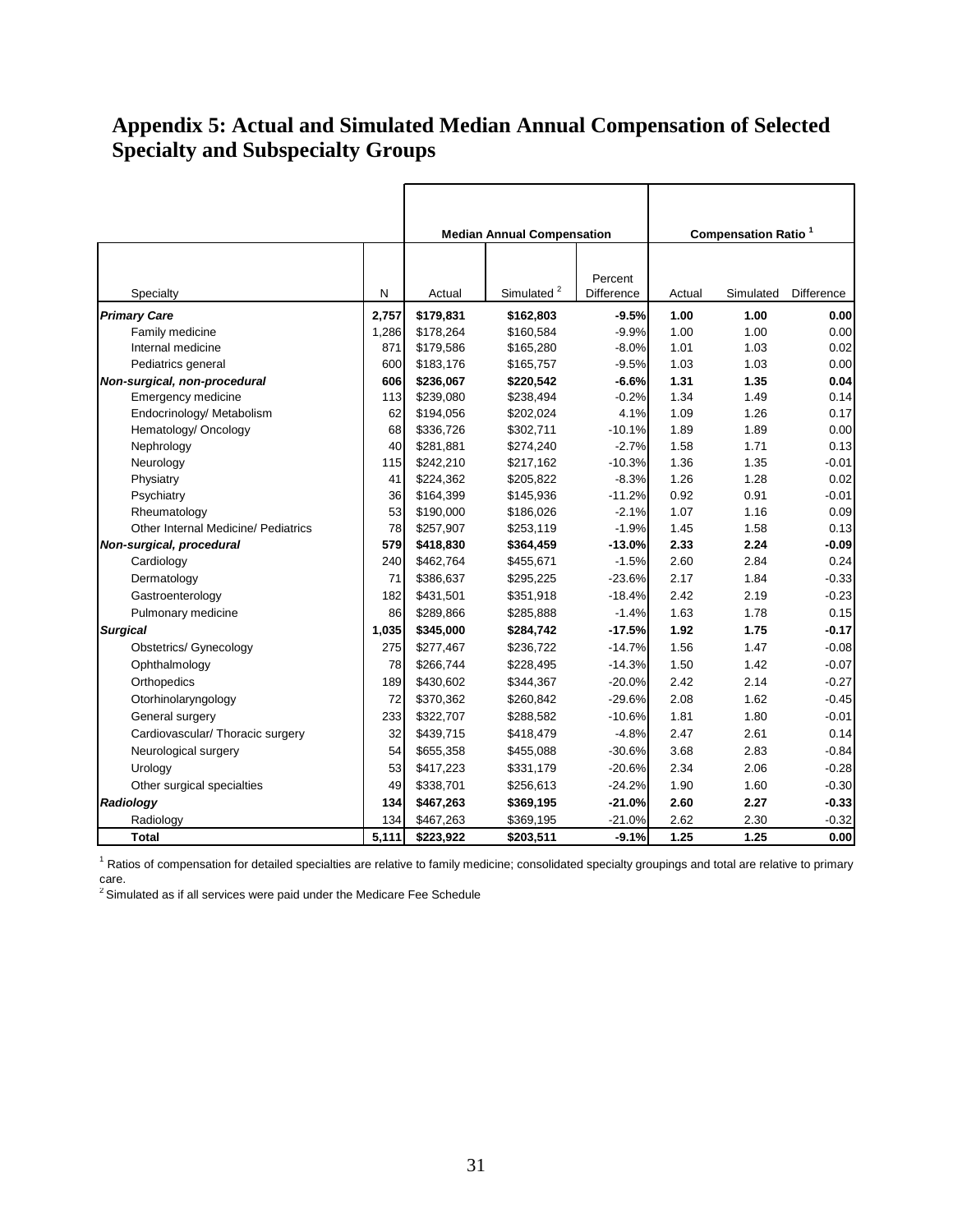## Appendix 5: Actual and Simulated Median Annual Compensation of Selected Specialty and Subspecialty Groups

| | | Median Annual Compensation | | | Compensation Ratio [1] | | |
|---|---|---|---|---|---|---|---|
| Specialty | N | Actual | Simulated [2] | Percent Difference | Actual | Simulated | Difference |
| ***Primary Care*** | **2,757** | **$179,831** | **$162,803** | **-9.5%** | **1.00** | **1.00** | **0.00** |
| Family medicine | 1,286 | $178,264 | $160,584 | -9.9% | 1.00 | 1.00 | 0.00 |
| Internal medicine | 871 | $179,586 | $165,280 | -8.0% | 1.01 | 1.03 | 0.02 |
| Pediatrics general | 600 | $183,176 | $165,757 | -9.5% | 1.03 | 1.03 | 0.00 |
| ***Non-surgical, non-procedural*** | **606** | **$236,067** | **$220,542** | **-6.6%** | **1.31** | **1.35** | **0.04** |
| Emergency medicine | 113 | $239,080 | $238,494 | -0.2% | 1.34 | 1.49 | 0.14 |
| Endocrinology/ Metabolism | 62 | $194,056 | $202,024 | 4.1% | 1.09 | 1.26 | 0.17 |
| Hematology/ Oncology | 68 | $336,726 | $302,711 | -10.1% | 1.89 | 1.89 | 0.00 |
| Nephrology | 40 | $281,881 | $274,240 | -2.7% | 1.58 | 1.71 | 0.13 |
| Neurology | 115 | $242,210 | $217,162 | -10.3% | 1.36 | 1.35 | -0.01 |
| Physiatry | 41 | $224,362 | $205,822 | -8.3% | 1.26 | 1.28 | 0.02 |
| Psychiatry | 36 | $164,399 | $145,936 | -11.2% | 0.92 | 0.91 | -0.01 |
| Rheumatology | 53 | $190,000 | $186,026 | -2.1% | 1.07 | 1.16 | 0.09 |
| Other Internal Medicine/ Pediatrics | 78 | $257,907 | $253,119 | -1.9% | 1.45 | 1.58 | 0.13 |
| ***Non-surgical, procedural*** | **579** | **$418,830** | **$364,459** | **-13.0%** | **2.33** | **2.24** | **-0.09** |
| Cardiology | 240 | $462,764 | $455,671 | -1.5% | 2.60 | 2.84 | 0.24 |
| Dermatology | 71 | $386,637 | $295,225 | -23.6% | 2.17 | 1.84 | -0.33 |
| Gastroenterology | 182 | $431,501 | $351,918 | -18.4% | 2.42 | 2.19 | -0.23 |
| Pulmonary medicine | 86 | $289,866 | $285,888 | -1.4% | 1.63 | 1.78 | 0.15 |
| ***Surgical*** | **1,035** | **$345,000** | **$284,742** | **-17.5%** | **1.92** | **1.75** | **-0.17** |
| Obstetrics/ Gynecology | 275 | $277,467 | $236,722 | -14.7% | 1.56 | 1.47 | -0.08 |
| Ophthalmology | 78 | $266,744 | $228,495 | -14.3% | 1.50 | 1.42 | -0.07 |
| Orthopedics | 189 | $430,602 | $344,367 | -20.0% | 2.42 | 2.14 | -0.27 |
| Otorhinolaryngology | 72 | $370,362 | $260,842 | -29.6% | 2.08 | 1.62 | -0.45 |
| General surgery | 233 | $322,707 | $288,582 | -10.6% | 1.81 | 1.80 | -0.01 |
| Cardiovascular/ Thoracic surgery | 32 | $439,715 | $418,479 | -4.8% | 2.47 | 2.61 | 0.14 |
| Neurological surgery | 54 | $655,358 | $455,088 | -30.6% | 3.68 | 2.83 | -0.84 |
| Urology | 53 | $417,223 | $331,179 | -20.6% | 2.34 | 2.06 | -0.28 |
| Other surgical specialties | 49 | $338,701 | $256,613 | -24.2% | 1.90 | 1.60 | -0.30 |
| ***Radiology*** | **134** | **$467,263** | **$369,195** | **-21.0%** | **2.60** | **2.27** | **-0.33** |
| Radiology | 134 | $467,263 | $369,195 | -21.0% | 2.62 | 2.30 | -0.32 |
| **Total** | **5,111** | **$223,922** | **$203,511** | **-9.1%** | **1.25** | **1.25** | **0.00** |

[1] Ratios of compensation for detailed specialties are relative to family medicine; consolidated specialty groupings and total are relative to primary care.

[2] Simulated as if all services were paid under the Medicare Fee Schedule